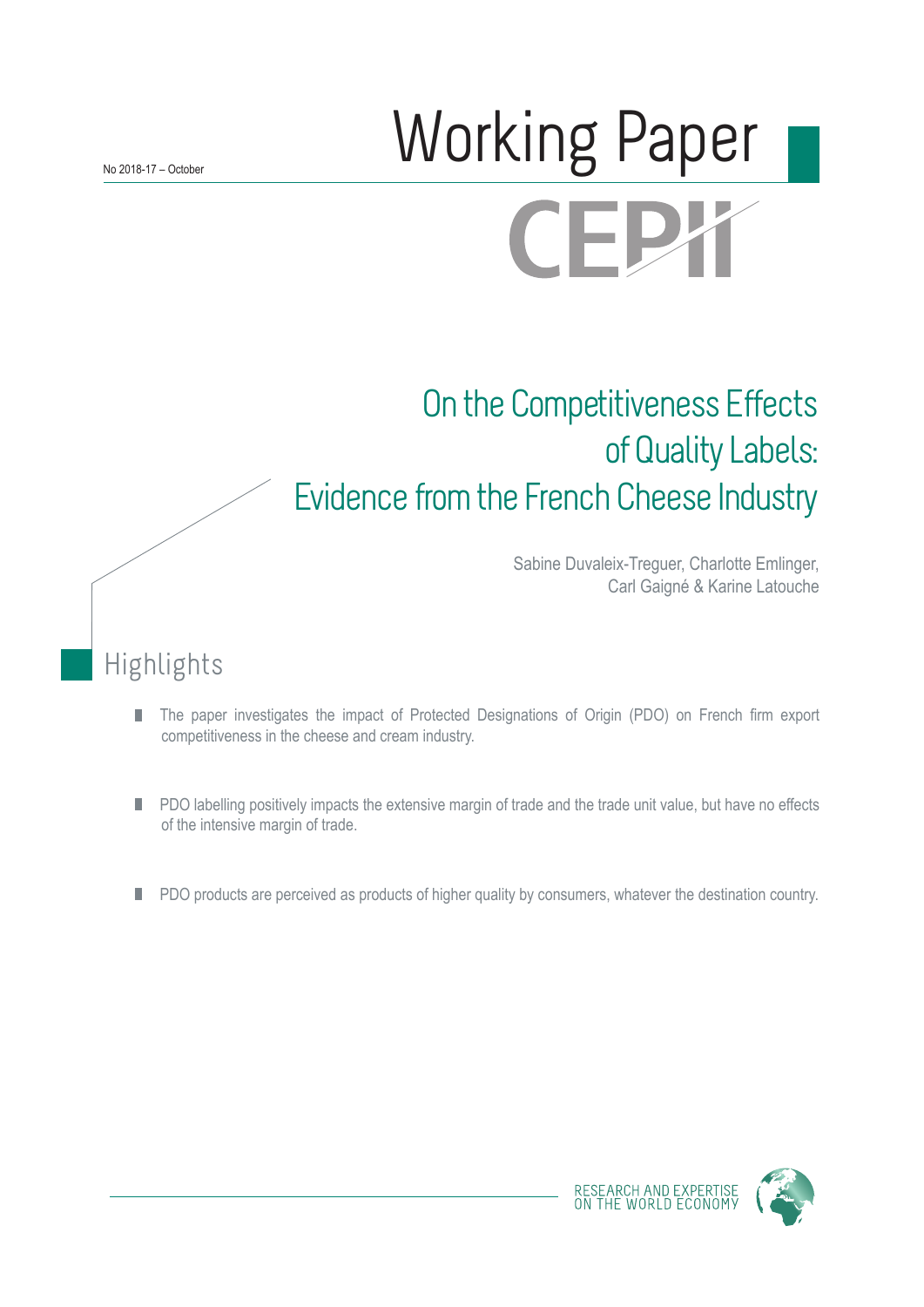No 2018-17 – October

# Working Paper

CEPII

# On the Competitiveness Effects of Quality Labels: Evidence from the French Cheese Industry

Sabine Duvaleix-Treguer, Charlotte Emlinger, Carl Gaigné & Karine Latouche

## Highlights

- The paper investigates the impact of Protected Designations of Origin (PDO) on French firm export competitiveness in the cheese and cream industry.
- PDO labelling positively impacts the extensive margin of trade and the trade unit value, but have no effects of the intensive margin of trade.
- PDO products are perceived as products of higher quality by consumers, whatever the destination country.

RESEARCH AND EXPERTISE ON THE WORLD ECONOMY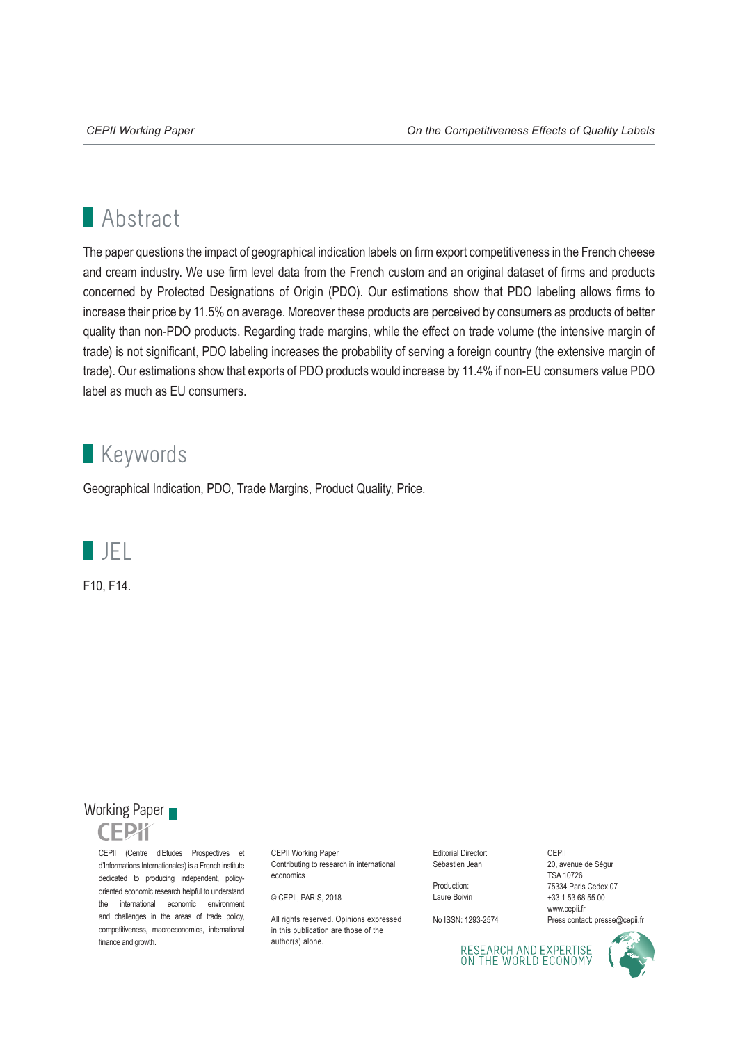# Abstract

The paper questions the impact of geographical indication labels on firm export competitiveness in the French cheese and cream industry. We use firm level data from the French custom and an original dataset of firms and products concerned by Protected Designations of Origin (PDO). Our estimations show that PDO labeling allows firms to increase their price by 11.5% on average. Moreover these products are perceived by consumers as products of better quality than non-PDO products. Regarding trade margins, while the effect on trade volume (the intensive margin of trade) is not significant, PDO labeling increases the probability of serving a foreign country (the extensive margin of trade). Our estimations show that exports of PDO products would increase by 11.4% if non-EU consumers value PDO label as much as EU consumers.

# Keywords

Geographical Indication, PDO, Trade Margins, Product Quality, Price.

# JEL

F10, F14.

Working Paper

CEPII

CEPII (Centre d'Etudes Prospectives et d'Informations Internationales) is a French institute dedicated to producing independent, policy-oriented economic research helpful to understand the international economic environment and challenges in the areas of trade policy, competitiveness, macroeconomics, international finance and growth.

CEPII Working Paper
Contributing to research in international economics

© CEPII, PARIS, 2018

All rights reserved. Opinions expressed in this publication are those of the author(s) alone.

Editorial Director:
Sébastien Jean

Production:
Laure Boivin

No ISSN: 1293-2574

CEPII
20, avenue de Ségur
TSA 10726
75334 Paris Cedex 07
+33 1 53 68 55 00
www.cepii.fr
Press contact: presse@cepii.fr

RESEARCH AND EXPERTISE ON THE WORLD ECONOMY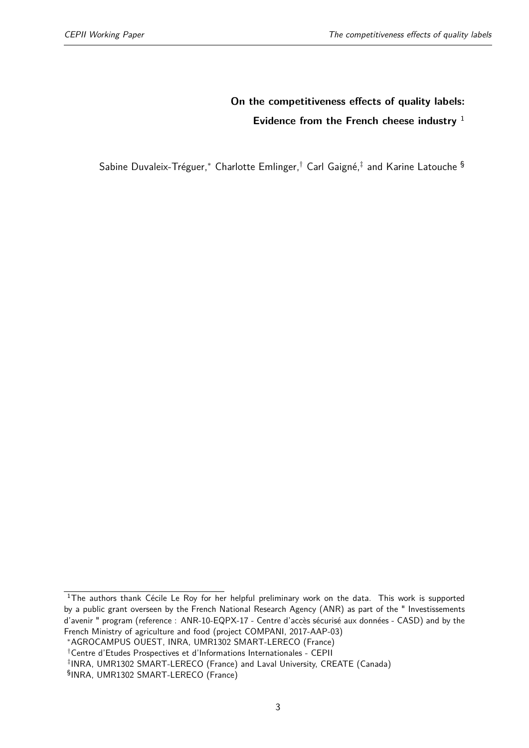# On the competitiveness effects of quality labels:

## Evidence from the French cheese industry [1]

Sabine Duvaleix-Tréguer,[*] Charlotte Emlinger,[†] Carl Gaigné,[‡] and Karine Latouche [§]

---

[1] The authors thank Cécile Le Roy for her helpful preliminary work on the data. This work is supported by a public grant overseen by the French National Research Agency (ANR) as part of the " Investissements d'avenir " program (reference : ANR-10-EQPX-17 - Centre d'accès sécurisé aux données - CASD) and by the French Ministry of agriculture and food (project COMPANI, 2017-AAP-03)

[*] AGROCAMPUS OUEST, INRA, UMR1302 SMART-LERECO (France)

[†] Centre d'Etudes Prospectives et d'Informations Internationales - CEPII

[‡] INRA, UMR1302 SMART-LERECO (France) and Laval University, CREATE (Canada)

[§] INRA, UMR1302 SMART-LERECO (France)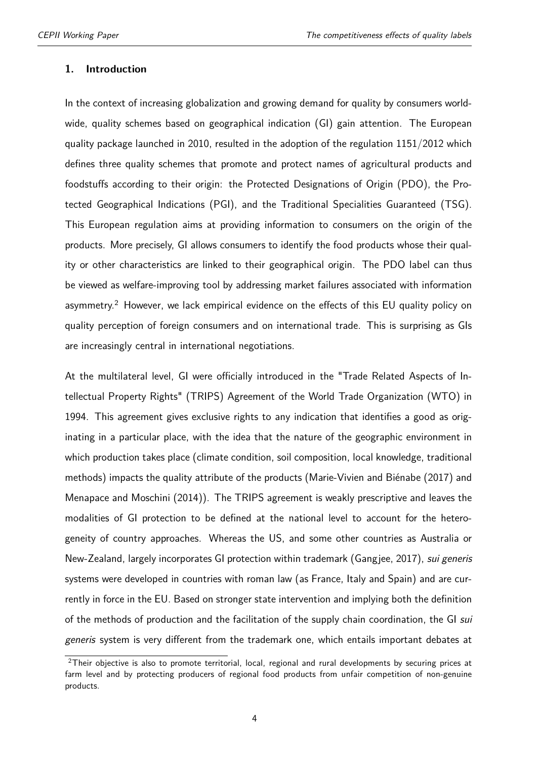## 1. Introduction

In the context of increasing globalization and growing demand for quality by consumers worldwide, quality schemes based on geographical indication (GI) gain attention. The European quality package launched in 2010, resulted in the adoption of the regulation 1151/2012 which defines three quality schemes that promote and protect names of agricultural products and foodstuffs according to their origin: the Protected Designations of Origin (PDO), the Protected Geographical Indications (PGI), and the Traditional Specialities Guaranteed (TSG). This European regulation aims at providing information to consumers on the origin of the products. More precisely, GI allows consumers to identify the food products whose their quality or other characteristics are linked to their geographical origin. The PDO label can thus be viewed as welfare-improving tool by addressing market failures associated with information asymmetry.[2] However, we lack empirical evidence on the effects of this EU quality policy on quality perception of foreign consumers and on international trade. This is surprising as GIs are increasingly central in international negotiations.

At the multilateral level, GI were officially introduced in the "Trade Related Aspects of Intellectual Property Rights" (TRIPS) Agreement of the World Trade Organization (WTO) in 1994. This agreement gives exclusive rights to any indication that identifies a good as originating in a particular place, with the idea that the nature of the geographic environment in which production takes place (climate condition, soil composition, local knowledge, traditional methods) impacts the quality attribute of the products (Marie-Vivien and Biénabe (2017) and Menapace and Moschini (2014)). The TRIPS agreement is weakly prescriptive and leaves the modalities of GI protection to be defined at the national level to account for the heterogeneity of country approaches. Whereas the US, and some other countries as Australia or New-Zealand, largely incorporates GI protection within trademark (Gangjee, 2017), *sui generis* systems were developed in countries with roman law (as France, Italy and Spain) and are currently in force in the EU. Based on stronger state intervention and implying both the definition of the methods of production and the facilitation of the supply chain coordination, the GI *sui generis* system is very different from the trademark one, which entails important debates at

[2] Their objective is also to promote territorial, local, regional and rural developments by securing prices at farm level and by protecting producers of regional food products from unfair competition of non-genuine products.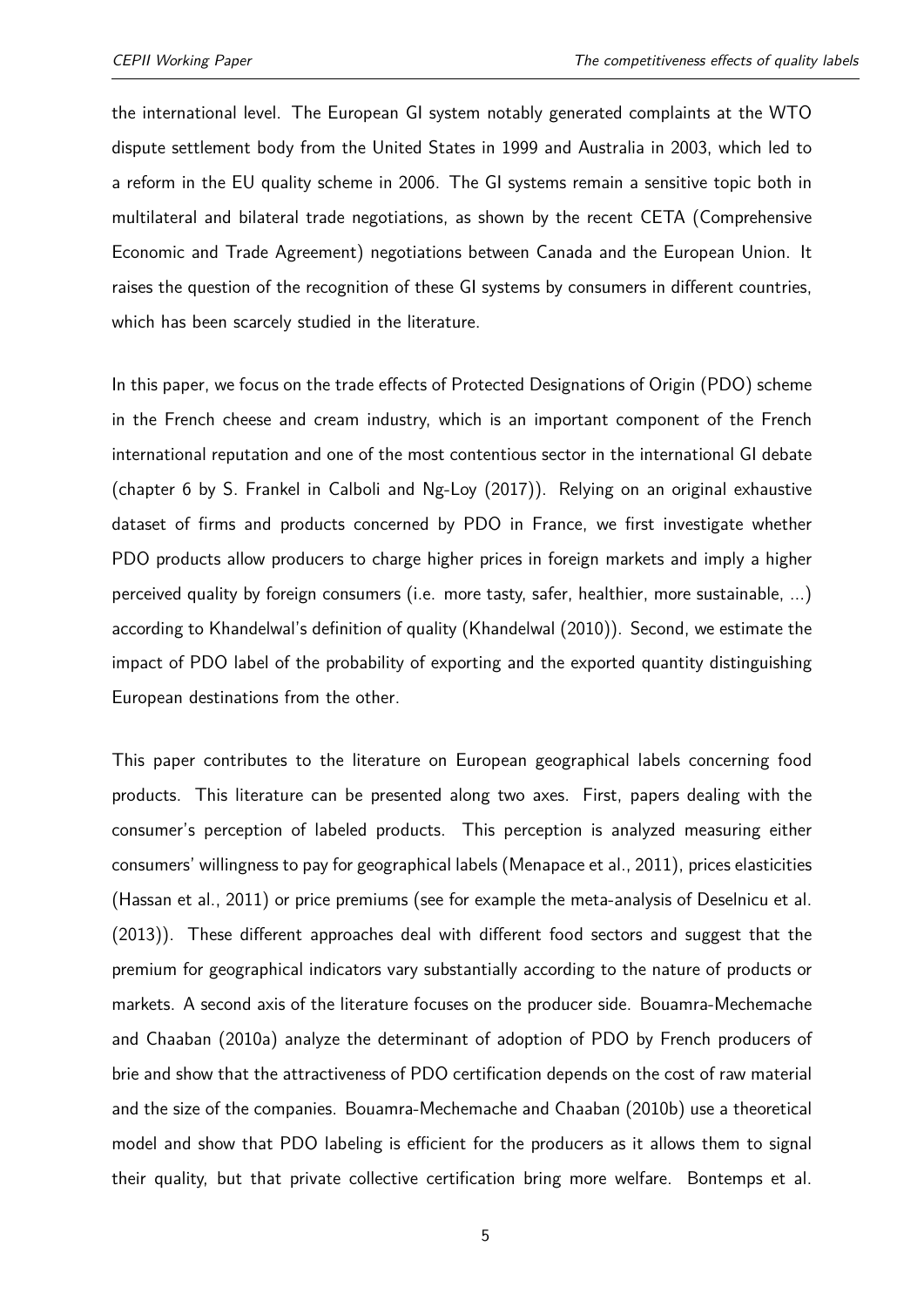the international level. The European GI system notably generated complaints at the WTO dispute settlement body from the United States in 1999 and Australia in 2003, which led to a reform in the EU quality scheme in 2006. The GI systems remain a sensitive topic both in multilateral and bilateral trade negotiations, as shown by the recent CETA (Comprehensive Economic and Trade Agreement) negotiations between Canada and the European Union. It raises the question of the recognition of these GI systems by consumers in different countries, which has been scarcely studied in the literature.

In this paper, we focus on the trade effects of Protected Designations of Origin (PDO) scheme in the French cheese and cream industry, which is an important component of the French international reputation and one of the most contentious sector in the international GI debate (chapter 6 by S. Frankel in Calboli and Ng-Loy (2017)). Relying on an original exhaustive dataset of firms and products concerned by PDO in France, we first investigate whether PDO products allow producers to charge higher prices in foreign markets and imply a higher perceived quality by foreign consumers (i.e. more tasty, safer, healthier, more sustainable, ...) according to Khandelwal's definition of quality (Khandelwal (2010)). Second, we estimate the impact of PDO label of the probability of exporting and the exported quantity distinguishing European destinations from the other.

This paper contributes to the literature on European geographical labels concerning food products. This literature can be presented along two axes. First, papers dealing with the consumer's perception of labeled products. This perception is analyzed measuring either consumers' willingness to pay for geographical labels (Menapace et al., 2011), prices elasticities (Hassan et al., 2011) or price premiums (see for example the meta-analysis of Deselnicu et al. (2013)). These different approaches deal with different food sectors and suggest that the premium for geographical indicators vary substantially according to the nature of products or markets. A second axis of the literature focuses on the producer side. Bouamra-Mechemache and Chaaban (2010a) analyze the determinant of adoption of PDO by French producers of brie and show that the attractiveness of PDO certification depends on the cost of raw material and the size of the companies. Bouamra-Mechemache and Chaaban (2010b) use a theoretical model and show that PDO labeling is efficient for the producers as it allows them to signal their quality, but that private collective certification bring more welfare. Bontemps et al.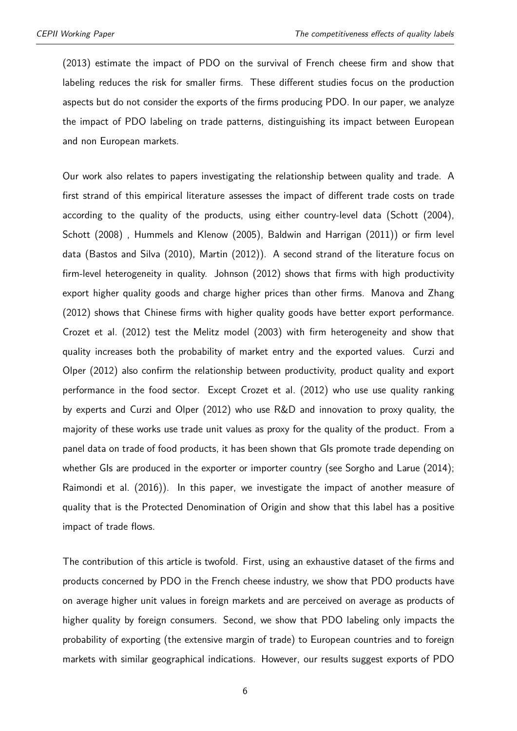(2013) estimate the impact of PDO on the survival of French cheese firm and show that labeling reduces the risk for smaller firms. These different studies focus on the production aspects but do not consider the exports of the firms producing PDO. In our paper, we analyze the impact of PDO labeling on trade patterns, distinguishing its impact between European and non European markets.

Our work also relates to papers investigating the relationship between quality and trade. A first strand of this empirical literature assesses the impact of different trade costs on trade according to the quality of the products, using either country-level data (Schott (2004), Schott (2008) , Hummels and Klenow (2005), Baldwin and Harrigan (2011)) or firm level data (Bastos and Silva (2010), Martin (2012)). A second strand of the literature focus on firm-level heterogeneity in quality. Johnson (2012) shows that firms with high productivity export higher quality goods and charge higher prices than other firms. Manova and Zhang (2012) shows that Chinese firms with higher quality goods have better export performance. Crozet et al. (2012) test the Melitz model (2003) with firm heterogeneity and show that quality increases both the probability of market entry and the exported values. Curzi and Olper (2012) also confirm the relationship between productivity, product quality and export performance in the food sector. Except Crozet et al. (2012) who use use quality ranking by experts and Curzi and Olper (2012) who use R&D and innovation to proxy quality, the majority of these works use trade unit values as proxy for the quality of the product. From a panel data on trade of food products, it has been shown that GIs promote trade depending on whether GIs are produced in the exporter or importer country (see Sorgho and Larue (2014); Raimondi et al. (2016)). In this paper, we investigate the impact of another measure of quality that is the Protected Denomination of Origin and show that this label has a positive impact of trade flows.

The contribution of this article is twofold. First, using an exhaustive dataset of the firms and products concerned by PDO in the French cheese industry, we show that PDO products have on average higher unit values in foreign markets and are perceived on average as products of higher quality by foreign consumers. Second, we show that PDO labeling only impacts the probability of exporting (the extensive margin of trade) to European countries and to foreign markets with similar geographical indications. However, our results suggest exports of PDO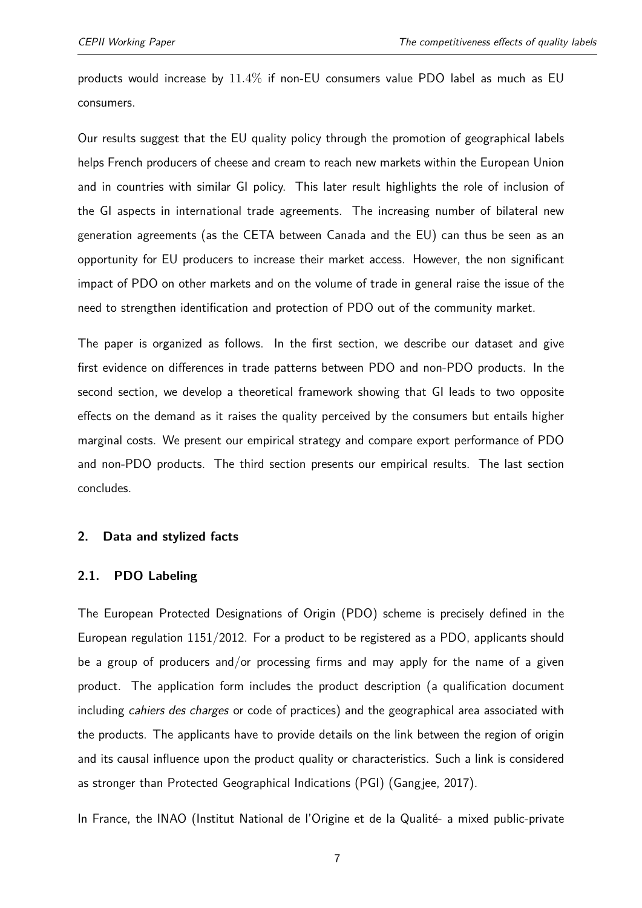products would increase by $11.4\%$ if non-EU consumers value PDO label as much as EU consumers.

Our results suggest that the EU quality policy through the promotion of geographical labels helps French producers of cheese and cream to reach new markets within the European Union and in countries with similar GI policy. This later result highlights the role of inclusion of the GI aspects in international trade agreements. The increasing number of bilateral new generation agreements (as the CETA between Canada and the EU) can thus be seen as an opportunity for EU producers to increase their market access. However, the non significant impact of PDO on other markets and on the volume of trade in general raise the issue of the need to strengthen identification and protection of PDO out of the community market.

The paper is organized as follows. In the first section, we describe our dataset and give first evidence on differences in trade patterns between PDO and non-PDO products. In the second section, we develop a theoretical framework showing that GI leads to two opposite effects on the demand as it raises the quality perceived by the consumers but entails higher marginal costs. We present our empirical strategy and compare export performance of PDO and non-PDO products. The third section presents our empirical results. The last section concludes.

## 2. Data and stylized facts

### 2.1. PDO Labeling

The European Protected Designations of Origin (PDO) scheme is precisely defined in the European regulation 1151/2012. For a product to be registered as a PDO, applicants should be a group of producers and/or processing firms and may apply for the name of a given product. The application form includes the product description (a qualification document including *cahiers des charges* or code of practices) and the geographical area associated with the products. The applicants have to provide details on the link between the region of origin and its causal influence upon the product quality or characteristics. Such a link is considered as stronger than Protected Geographical Indications (PGI) (Gangjee, 2017).

In France, the INAO (Institut National de l'Origine et de la Qualité- a mixed public-private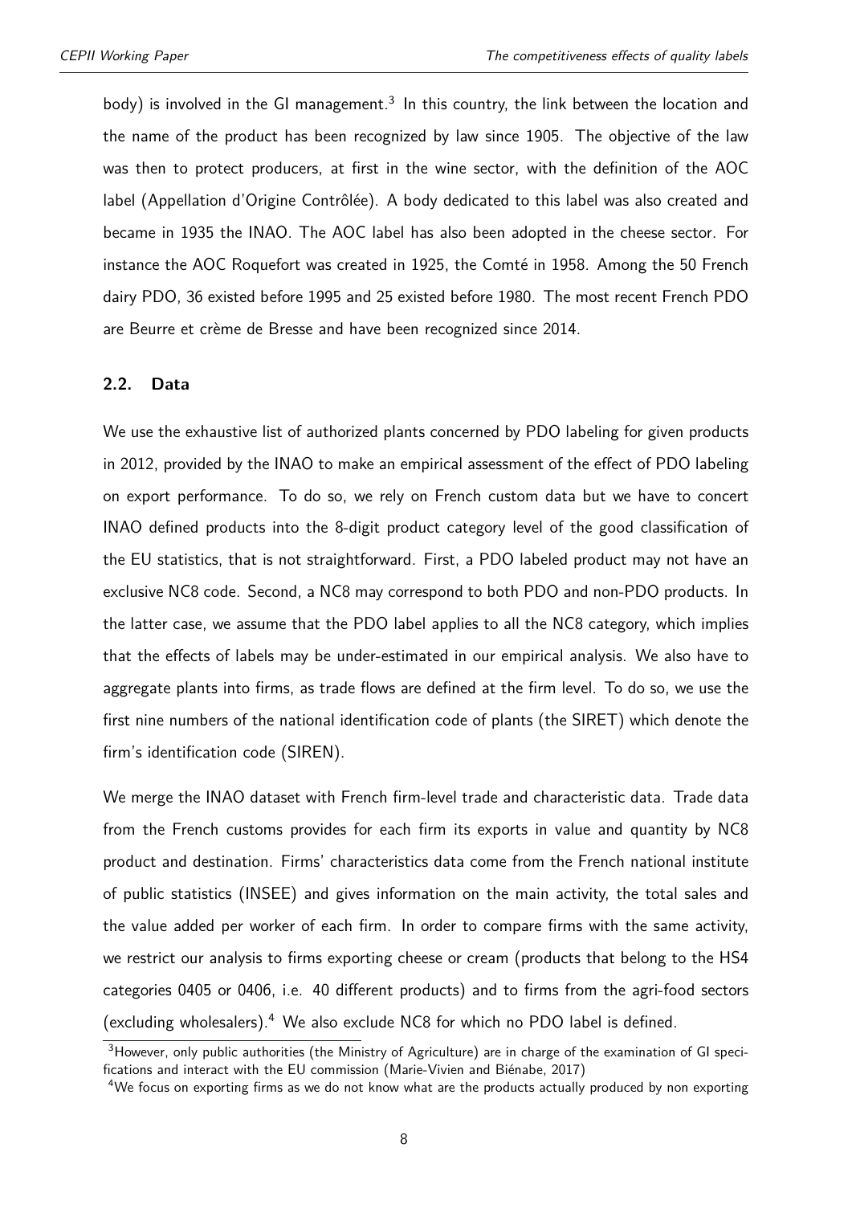body) is involved in the GI management.[3] In this country, the link between the location and the name of the product has been recognized by law since 1905. The objective of the law was then to protect producers, at first in the wine sector, with the definition of the AOC label (Appellation d'Origine Contrôlée). A body dedicated to this label was also created and became in 1935 the INAO. The AOC label has also been adopted in the cheese sector. For instance the AOC Roquefort was created in 1925, the Comté in 1958. Among the 50 French dairy PDO, 36 existed before 1995 and 25 existed before 1980. The most recent French PDO are Beurre et crème de Bresse and have been recognized since 2014.

## 2.2. Data

We use the exhaustive list of authorized plants concerned by PDO labeling for given products in 2012, provided by the INAO to make an empirical assessment of the effect of PDO labeling on export performance. To do so, we rely on French custom data but we have to concert INAO defined products into the 8-digit product category level of the good classification of the EU statistics, that is not straightforward. First, a PDO labeled product may not have an exclusive NC8 code. Second, a NC8 may correspond to both PDO and non-PDO products. In the latter case, we assume that the PDO label applies to all the NC8 category, which implies that the effects of labels may be under-estimated in our empirical analysis. We also have to aggregate plants into firms, as trade flows are defined at the firm level. To do so, we use the first nine numbers of the national identification code of plants (the SIRET) which denote the firm's identification code (SIREN).

We merge the INAO dataset with French firm-level trade and characteristic data. Trade data from the French customs provides for each firm its exports in value and quantity by NC8 product and destination. Firms' characteristics data come from the French national institute of public statistics (INSEE) and gives information on the main activity, the total sales and the value added per worker of each firm. In order to compare firms with the same activity, we restrict our analysis to firms exporting cheese or cream (products that belong to the HS4 categories 0405 or 0406, i.e. 40 different products) and to firms from the agri-food sectors (excluding wholesalers).[4] We also exclude NC8 for which no PDO label is defined.

[3] However, only public authorities (the Ministry of Agriculture) are in charge of the examination of GI specifications and interact with the EU commission (Marie-Vivien and Biénabe, 2017)

[4] We focus on exporting firms as we do not know what are the products actually produced by non exporting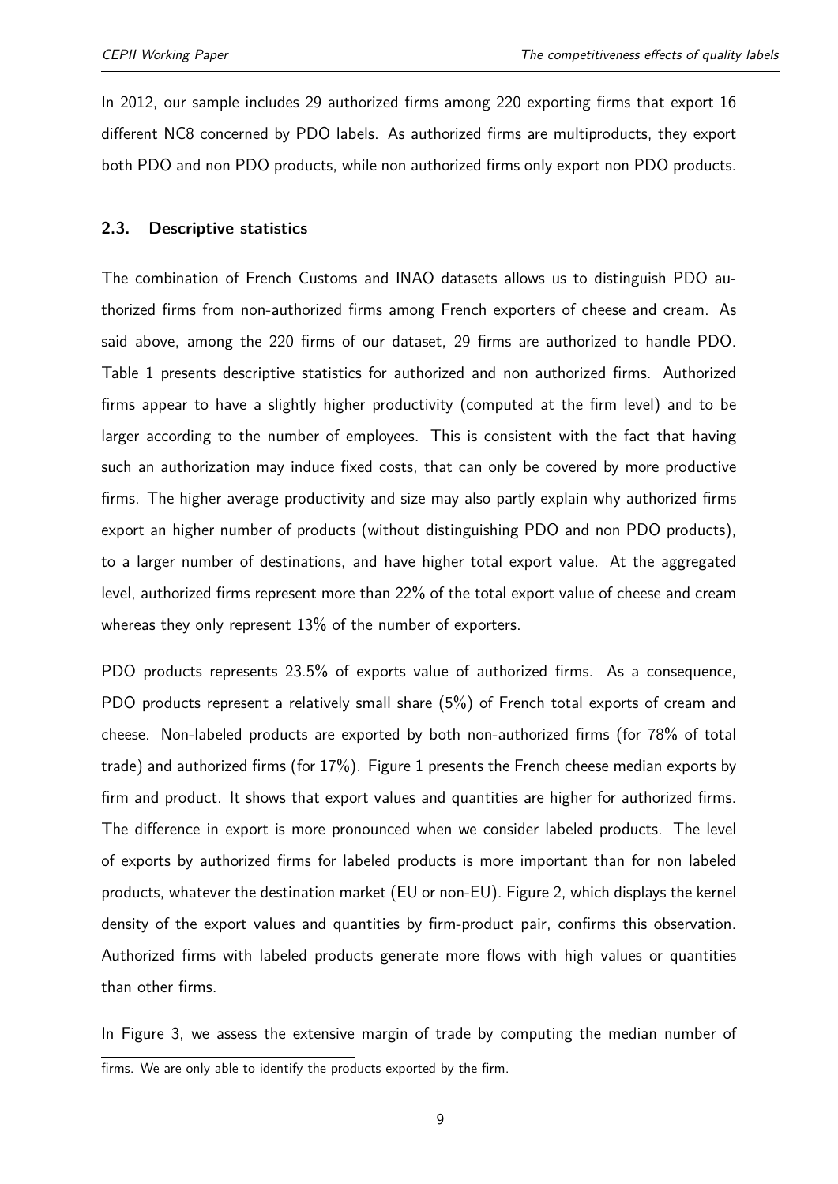In 2012, our sample includes 29 authorized firms among 220 exporting firms that export 16 different NC8 concerned by PDO labels. As authorized firms are multiproducts, they export both PDO and non PDO products, while non authorized firms only export non PDO products.

### 2.3. Descriptive statistics

The combination of French Customs and INAO datasets allows us to distinguish PDO authorized firms from non-authorized firms among French exporters of cheese and cream. As said above, among the 220 firms of our dataset, 29 firms are authorized to handle PDO. Table 1 presents descriptive statistics for authorized and non authorized firms. Authorized firms appear to have a slightly higher productivity (computed at the firm level) and to be larger according to the number of employees. This is consistent with the fact that having such an authorization may induce fixed costs, that can only be covered by more productive firms. The higher average productivity and size may also partly explain why authorized firms export an higher number of products (without distinguishing PDO and non PDO products), to a larger number of destinations, and have higher total export value. At the aggregated level, authorized firms represent more than 22% of the total export value of cheese and cream whereas they only represent 13% of the number of exporters.

PDO products represents 23.5% of exports value of authorized firms. As a consequence, PDO products represent a relatively small share (5%) of French total exports of cream and cheese. Non-labeled products are exported by both non-authorized firms (for 78% of total trade) and authorized firms (for 17%). Figure 1 presents the French cheese median exports by firm and product. It shows that export values and quantities are higher for authorized firms. The difference in export is more pronounced when we consider labeled products. The level of exports by authorized firms for labeled products is more important than for non labeled products, whatever the destination market (EU or non-EU). Figure 2, which displays the kernel density of the export values and quantities by firm-product pair, confirms this observation. Authorized firms with labeled products generate more flows with high values or quantities than other firms.

In Figure 3, we assess the extensive margin of trade by computing the median number of

firms. We are only able to identify the products exported by the firm.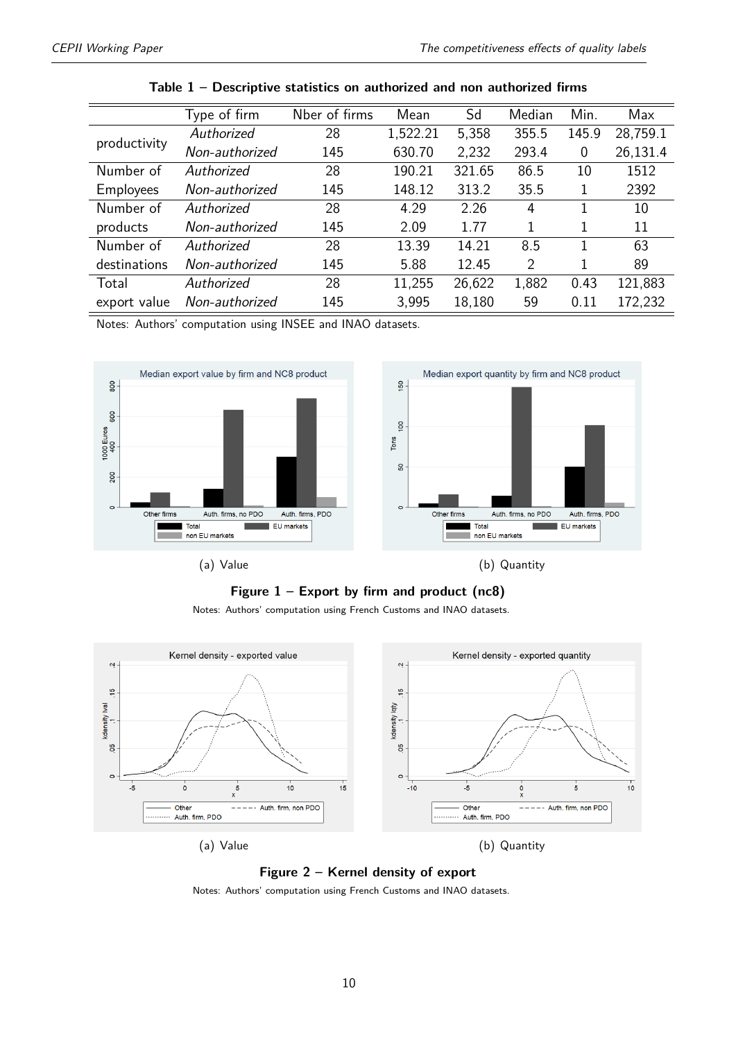**Table 1 – Descriptive statistics on authorized and non authorized firms**

| | Type of firm | Nber of firms | Mean | Sd | Median | Min. | Max |
|---|---|---|---|---|---|---|---|
| productivity | *Authorized* | 28 | 1,522.21 | 5,358 | 355.5 | 145.9 | 28,759.1 |
| | *Non-authorized* | 145 | 630.70 | 2,232 | 293.4 | 0 | 26,131.4 |
| Number of Employees | *Authorized* | 28 | 190.21 | 321.65 | 86.5 | 10 | 1512 |
| | *Non-authorized* | 145 | 148.12 | 313.2 | 35.5 | 1 | 2392 |
| Number of products | *Authorized* | 28 | 4.29 | 2.26 | 4 | 1 | 10 |
| | *Non-authorized* | 145 | 2.09 | 1.77 | 1 | 1 | 11 |
| Number of destinations | *Authorized* | 28 | 13.39 | 14.21 | 8.5 | 1 | 63 |
| | *Non-authorized* | 145 | 5.88 | 12.45 | 2 | 1 | 89 |
| Total export value | *Authorized* | 28 | 11,255 | 26,622 | 1,882 | 0.43 | 121,883 |
| | *Non-authorized* | 145 | 3,995 | 18,180 | 59 | 0.11 | 172,232 |

Notes: Authors' computation using INSEE and INAO datasets.

(a) Value

(b) Quantity

**Figure 1 – Export by firm and product (nc8)**

Notes: Authors' computation using French Customs and INAO datasets.

(a) Value

(b) Quantity

**Figure 2 – Kernel density of export**

Notes: Authors' computation using French Customs and INAO datasets.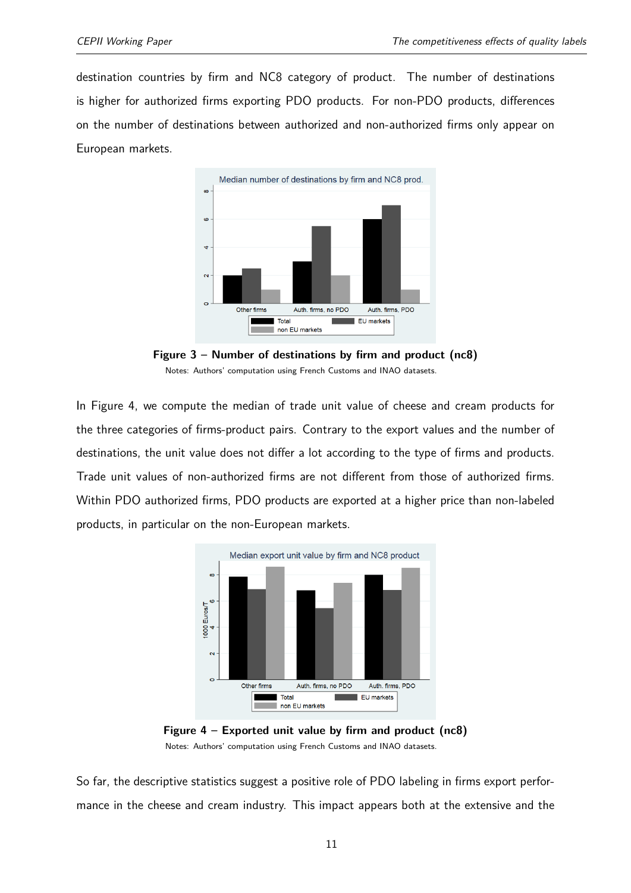destination countries by firm and NC8 category of product. The number of destinations is higher for authorized firms exporting PDO products. For non-PDO products, differences on the number of destinations between authorized and non-authorized firms only appear on European markets.

**Figure 3 – Number of destinations by firm and product (nc8)**

Notes: Authors' computation using French Customs and INAO datasets.

In Figure 4, we compute the median of trade unit value of cheese and cream products for the three categories of firms-product pairs. Contrary to the export values and the number of destinations, the unit value does not differ a lot according to the type of firms and products. Trade unit values of non-authorized firms are not different from those of authorized firms. Within PDO authorized firms, PDO products are exported at a higher price than non-labeled products, in particular on the non-European markets.

**Figure 4 – Exported unit value by firm and product (nc8)**

Notes: Authors' computation using French Customs and INAO datasets.

So far, the descriptive statistics suggest a positive role of PDO labeling in firms export performance in the cheese and cream industry. This impact appears both at the extensive and the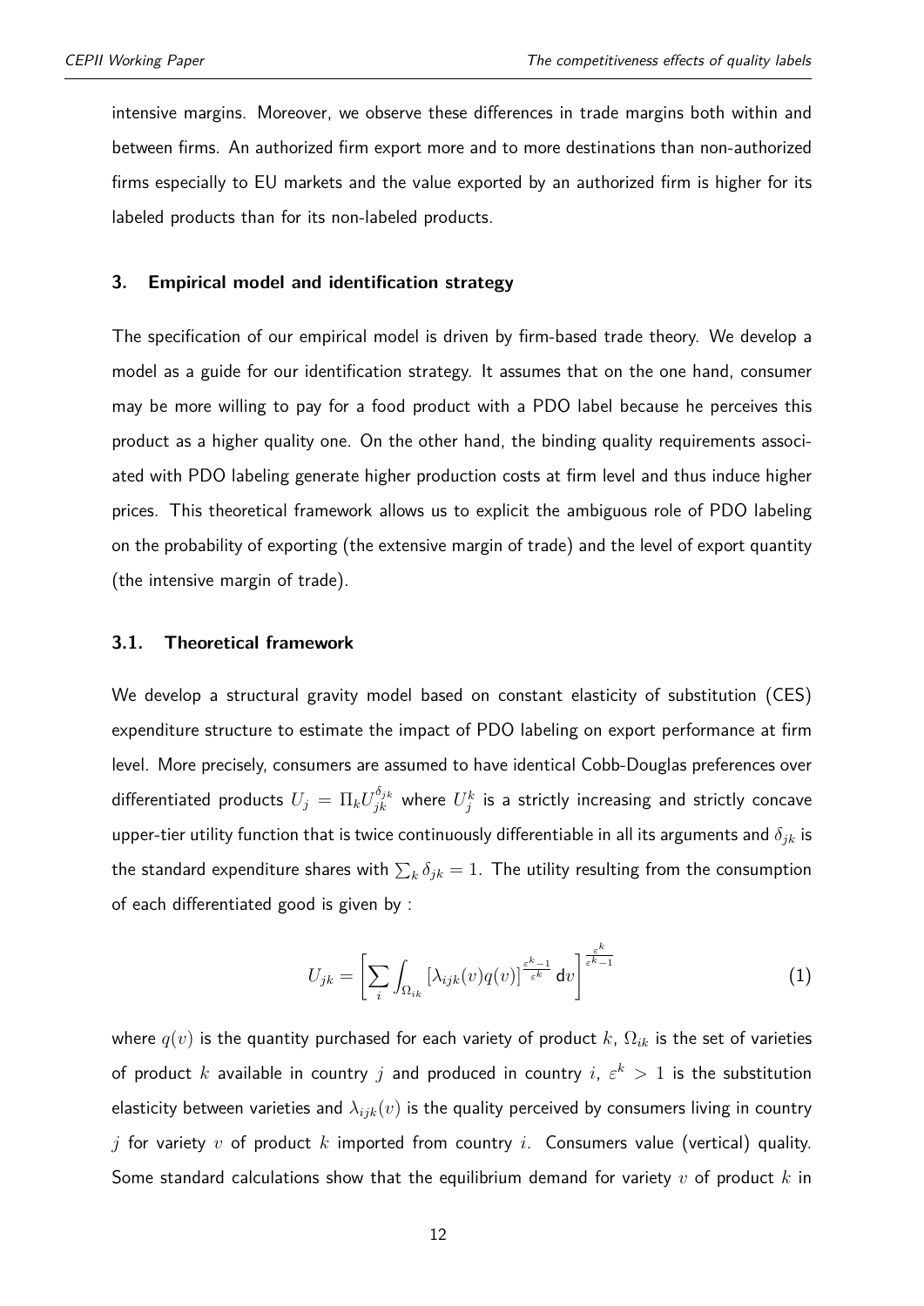intensive margins. Moreover, we observe these differences in trade margins both within and between firms. An authorized firm export more and to more destinations than non-authorized firms especially to EU markets and the value exported by an authorized firm is higher for its labeled products than for its non-labeled products.

## 3. Empirical model and identification strategy

The specification of our empirical model is driven by firm-based trade theory. We develop a model as a guide for our identification strategy. It assumes that on the one hand, consumer may be more willing to pay for a food product with a PDO label because he perceives this product as a higher quality one. On the other hand, the binding quality requirements associated with PDO labeling generate higher production costs at firm level and thus induce higher prices. This theoretical framework allows us to explicit the ambiguous role of PDO labeling on the probability of exporting (the extensive margin of trade) and the level of export quantity (the intensive margin of trade).

### 3.1. Theoretical framework

We develop a structural gravity model based on constant elasticity of substitution (CES) expenditure structure to estimate the impact of PDO labeling on export performance at firm level. More precisely, consumers are assumed to have identical Cobb-Douglas preferences over differentiated products $U_j = \Pi_k U_{jk}^{\delta_{jk}}$ where $U_j^k$ is a strictly increasing and strictly concave upper-tier utility function that is twice continuously differentiable in all its arguments and $\delta_{jk}$ is the standard expenditure shares with $\sum_k \delta_{jk} = 1$. The utility resulting from the consumption of each differentiated good is given by :

$$U_{jk} = \left[ \sum_i \int_{\Omega_{ik}} \left[ \lambda_{ijk}(v) q(v) \right]^{\frac{\varepsilon^k - 1}{\varepsilon^k}} \mathsf{d}v \right]^{\frac{\varepsilon^k}{\varepsilon^k - 1}} \tag{1}$$

where $q(v)$ is the quantity purchased for each variety of product $k$, $\Omega_{ik}$ is the set of varieties of product $k$ available in country $j$ and produced in country $i$, $\varepsilon^k > 1$ is the substitution elasticity between varieties and $\lambda_{ijk}(v)$ is the quality perceived by consumers living in country $j$ for variety $v$ of product $k$ imported from country $i$. Consumers value (vertical) quality. Some standard calculations show that the equilibrium demand for variety $v$ of product $k$ in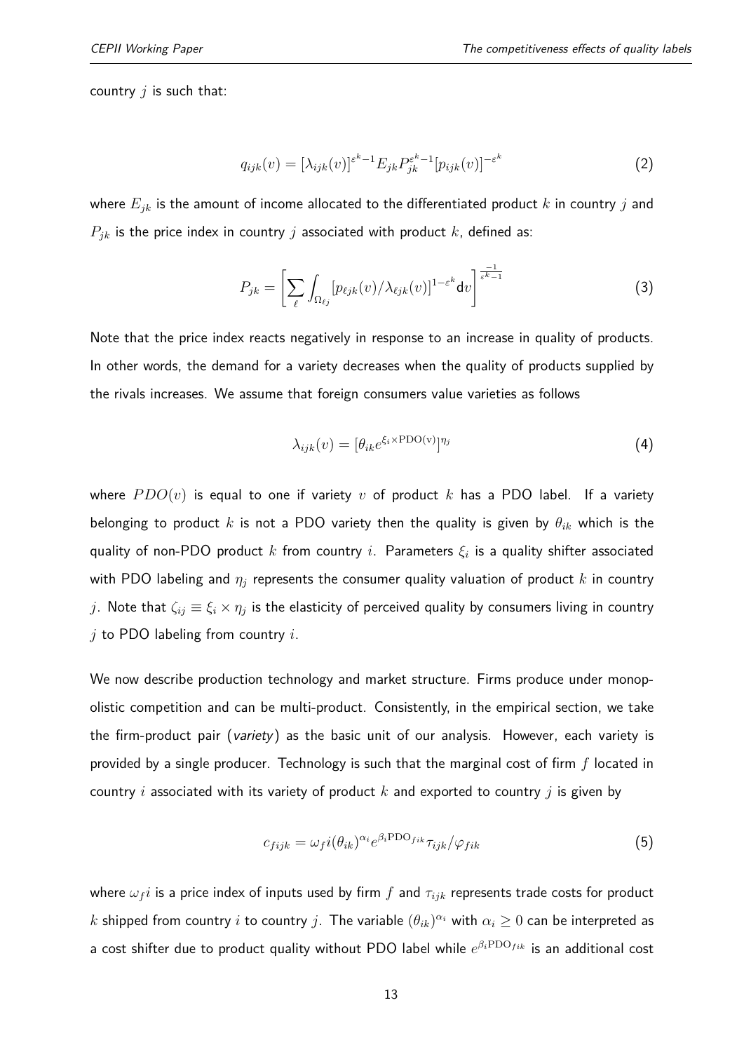country $j$ is such that:

$$q_{ijk}(v) = [\lambda_{ijk}(v)]^{\varepsilon^k - 1} E_{jk} P_{jk}^{\varepsilon^k - 1} [p_{ijk}(v)]^{-\varepsilon^k} \tag{2}$$

where $E_{jk}$ is the amount of income allocated to the differentiated product $k$ in country $j$ and $P_{jk}$ is the price index in country $j$ associated with product $k$, defined as:

$$P_{jk} = \left[ \sum_{\ell} \int_{\Omega_{\ell j}} [p_{\ell jk}(v)/\lambda_{\ell jk}(v)]^{1-\varepsilon^k} \mathrm{d}v \right]^{\frac{-1}{\varepsilon^k - 1}} \tag{3}$$

Note that the price index reacts negatively in response to an increase in quality of products. In other words, the demand for a variety decreases when the quality of products supplied by the rivals increases. We assume that foreign consumers value varieties as follows

$$\lambda_{ijk}(v) = [\theta_{ik} e^{\xi_i \times \mathrm{PDO(v)}}]^{\eta_j} \tag{4}$$

where $PDO(v)$ is equal to one if variety $v$ of product $k$ has a PDO label. If a variety belonging to product $k$ is not a PDO variety then the quality is given by $\theta_{ik}$ which is the quality of non-PDO product $k$ from country $i$. Parameters $\xi_i$ is a quality shifter associated with PDO labeling and $\eta_j$ represents the consumer quality valuation of product $k$ in country $j$. Note that $\zeta_{ij} \equiv \xi_i \times \eta_j$ is the elasticity of perceived quality by consumers living in country $j$ to PDO labeling from country $i$.

We now describe production technology and market structure. Firms produce under monopolistic competition and can be multi-product. Consistently, in the empirical section, we take the firm-product pair (*variety*) as the basic unit of our analysis. However, each variety is provided by a single producer. Technology is such that the marginal cost of firm $f$ located in country $i$ associated with its variety of product $k$ and exported to country $j$ is given by

$$c_{fijk} = \omega_f i (\theta_{ik})^{\alpha_i} e^{\beta_i \mathrm{PDO}_{fik}} \tau_{ijk} / \varphi_{fik} \tag{5}$$

where $\omega_f i$ is a price index of inputs used by firm $f$ and $\tau_{ijk}$ represents trade costs for product $k$ shipped from country $i$ to country $j$. The variable $(\theta_{ik})^{\alpha_i}$ with $\alpha_i \geq 0$ can be interpreted as a cost shifter due to product quality without PDO label while $e^{\beta_i \mathrm{PDO}_{fik}}$ is an additional cost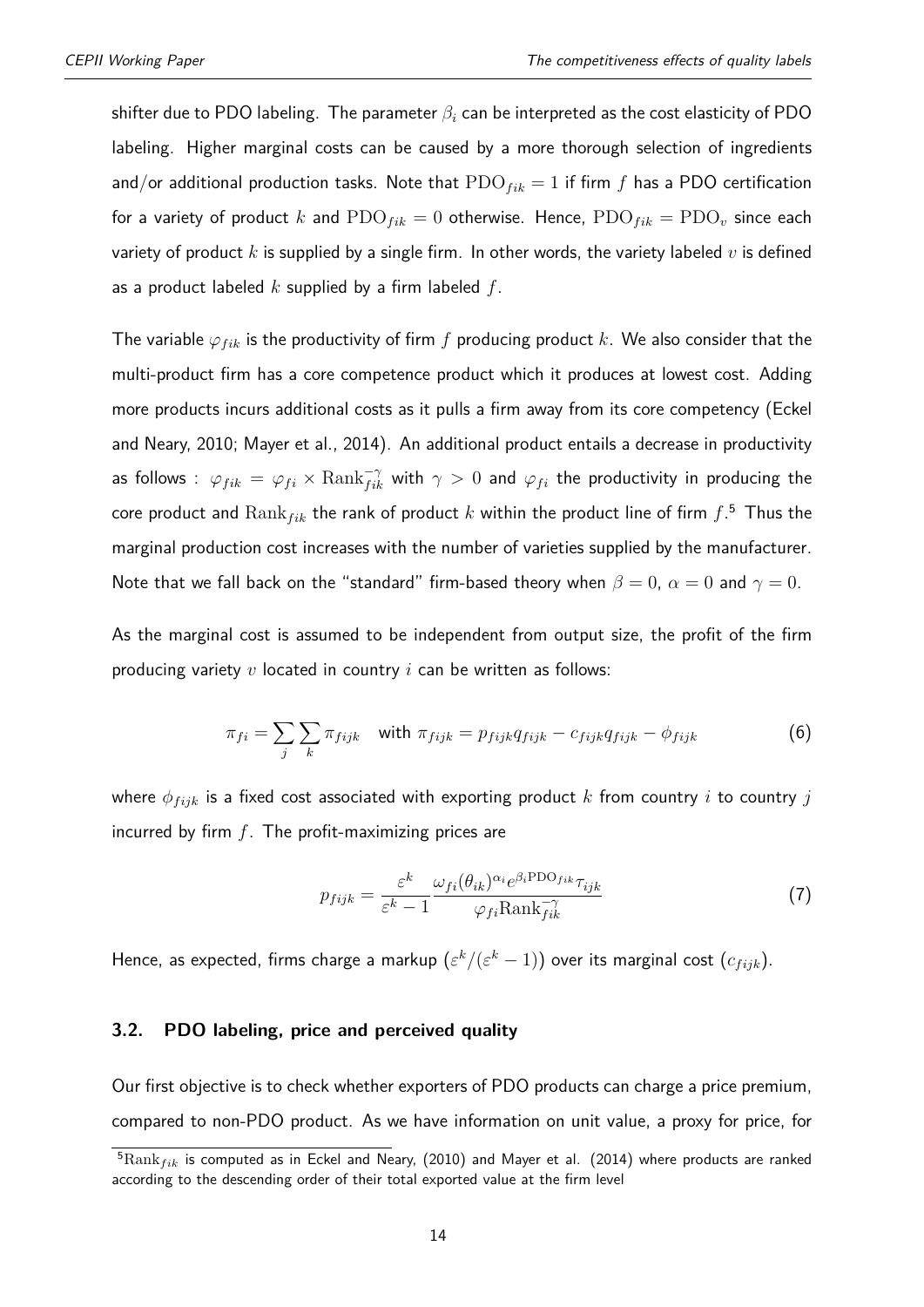shifter due to PDO labeling. The parameter $\beta_i$ can be interpreted as the cost elasticity of PDO labeling. Higher marginal costs can be caused by a more thorough selection of ingredients and/or additional production tasks. Note that $\text{PDO}_{fik} = 1$ if firm $f$ has a PDO certification for a variety of product $k$ and $\text{PDO}_{fik} = 0$ otherwise. Hence, $\text{PDO}_{fik} = \text{PDO}_v$ since each variety of product $k$ is supplied by a single firm. In other words, the variety labeled $v$ is defined as a product labeled $k$ supplied by a firm labeled $f$.

The variable $\varphi_{fik}$ is the productivity of firm $f$ producing product $k$. We also consider that the multi-product firm has a core competence product which it produces at lowest cost. Adding more products incurs additional costs as it pulls a firm away from its core competency (Eckel and Neary, 2010; Mayer et al., 2014). An additional product entails a decrease in productivity as follows : $\varphi_{fik} = \varphi_{fi} \times \text{Rank}_{fik}^{-\gamma}$ with $\gamma > 0$ and $\varphi_{fi}$ the productivity in producing the core product and $\text{Rank}_{fik}$ the rank of product $k$ within the product line of firm $f$.[5] Thus the marginal production cost increases with the number of varieties supplied by the manufacturer. Note that we fall back on the "standard" firm-based theory when $\beta = 0$, $\alpha = 0$ and $\gamma = 0$.

As the marginal cost is assumed to be independent from output size, the profit of the firm producing variety $v$ located in country $i$ can be written as follows:

$$\pi_{fi} = \sum_j \sum_k \pi_{fijk} \quad \text{with } \pi_{fijk} = p_{fijk} q_{fijk} - c_{fijk} q_{fijk} - \phi_{fijk} \tag{6}$$

where $\phi_{fijk}$ is a fixed cost associated with exporting product $k$ from country $i$ to country $j$ incurred by firm $f$. The profit-maximizing prices are

$$p_{fijk} = \frac{\varepsilon^k}{\varepsilon^k - 1} \frac{\omega_{fi} (\theta_{ik})^{\alpha_i} e^{\beta_i \text{PDO}_{fik}} \tau_{ijk}}{\varphi_{fi} \text{Rank}_{fik}^{-\gamma}} \tag{7}$$

Hence, as expected, firms charge a markup $(\varepsilon^k/(\varepsilon^k - 1))$ over its marginal cost $(c_{fijk})$.

### 3.2. PDO labeling, price and perceived quality

Our first objective is to check whether exporters of PDO products can charge a price premium, compared to non-PDO product. As we have information on unit value, a proxy for price, for

[5] $\text{Rank}_{fik}$ is computed as in Eckel and Neary, (2010) and Mayer et al. (2014) where products are ranked according to the descending order of their total exported value at the firm level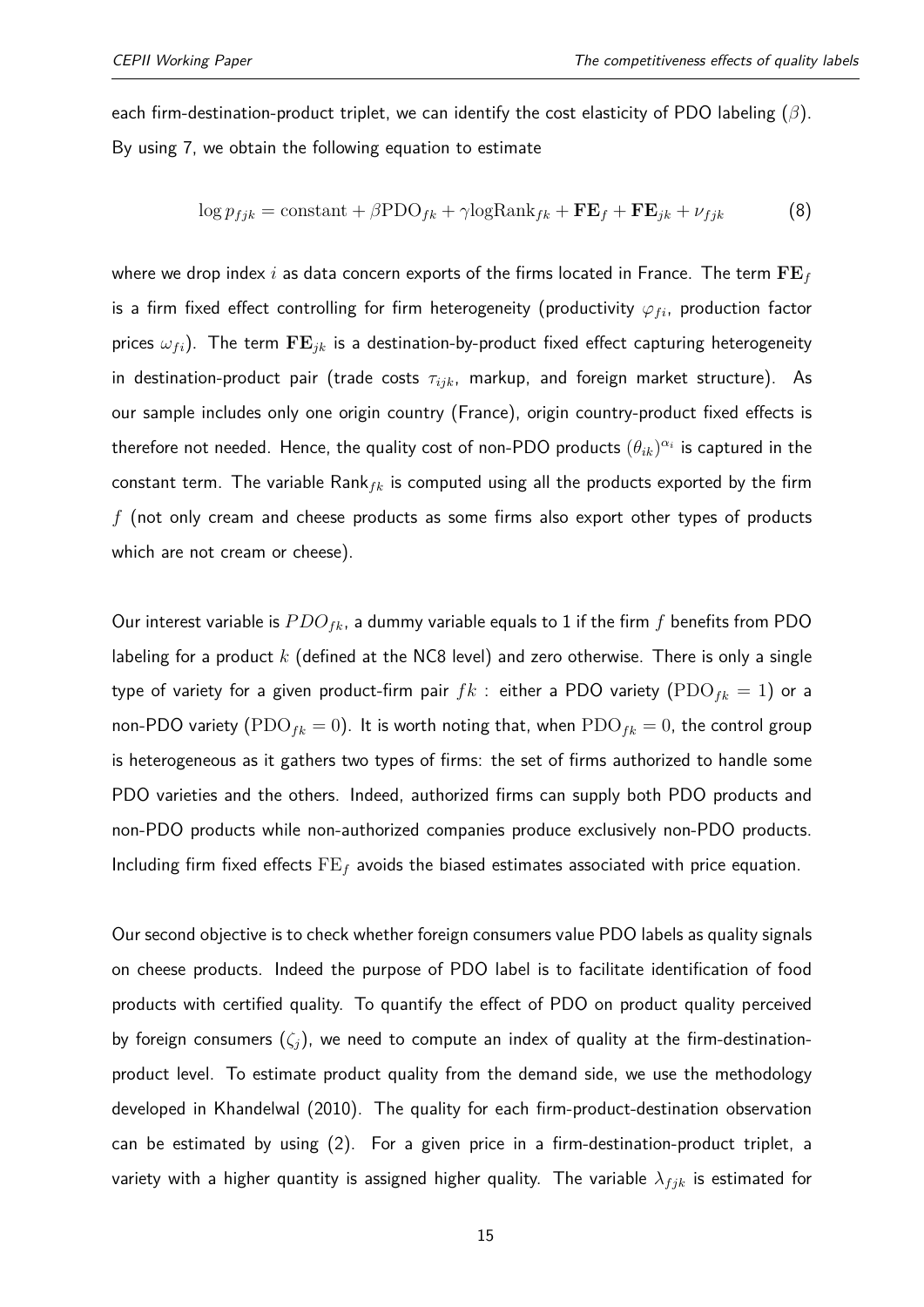each firm-destination-product triplet, we can identify the cost elasticity of PDO labeling ($\beta$). By using 7, we obtain the following equation to estimate

$$\log p_{fjk} = \text{constant} + \beta \text{PDO}_{fk} + \gamma \text{logRank}_{fk} + \mathbf{FE}_f + \mathbf{FE}_{jk} + \nu_{fjk} \tag{8}$$

where we drop index $i$ as data concern exports of the firms located in France. The term $\mathbf{FE}_f$ is a firm fixed effect controlling for firm heterogeneity (productivity $\varphi_{fi}$, production factor prices $\omega_{fi}$). The term $\mathbf{FE}_{jk}$ is a destination-by-product fixed effect capturing heterogeneity in destination-product pair (trade costs $\tau_{ijk}$, markup, and foreign market structure). As our sample includes only one origin country (France), origin country-product fixed effects is therefore not needed. Hence, the quality cost of non-PDO products $(\theta_{ik})^{\alpha_i}$ is captured in the constant term. The variable $\text{Rank}_{fk}$ is computed using all the products exported by the firm $f$ (not only cream and cheese products as some firms also export other types of products which are not cream or cheese).

Our interest variable is $PDO_{fk}$, a dummy variable equals to 1 if the firm $f$ benefits from PDO labeling for a product $k$ (defined at the NC8 level) and zero otherwise. There is only a single type of variety for a given product-firm pair $fk$ : either a PDO variety ($\text{PDO}_{fk} = 1$) or a non-PDO variety ($\text{PDO}_{fk} = 0$). It is worth noting that, when $\text{PDO}_{fk} = 0$, the control group is heterogeneous as it gathers two types of firms: the set of firms authorized to handle some PDO varieties and the others. Indeed, authorized firms can supply both PDO products and non-PDO products while non-authorized companies produce exclusively non-PDO products. Including firm fixed effects $\text{FE}_f$ avoids the biased estimates associated with price equation.

Our second objective is to check whether foreign consumers value PDO labels as quality signals on cheese products. Indeed the purpose of PDO label is to facilitate identification of food products with certified quality. To quantify the effect of PDO on product quality perceived by foreign consumers ($\zeta_j$), we need to compute an index of quality at the firm-destination-product level. To estimate product quality from the demand side, we use the methodology developed in Khandelwal (2010). The quality for each firm-product-destination observation can be estimated by using (2). For a given price in a firm-destination-product triplet, a variety with a higher quantity is assigned higher quality. The variable $\lambda_{fjk}$ is estimated for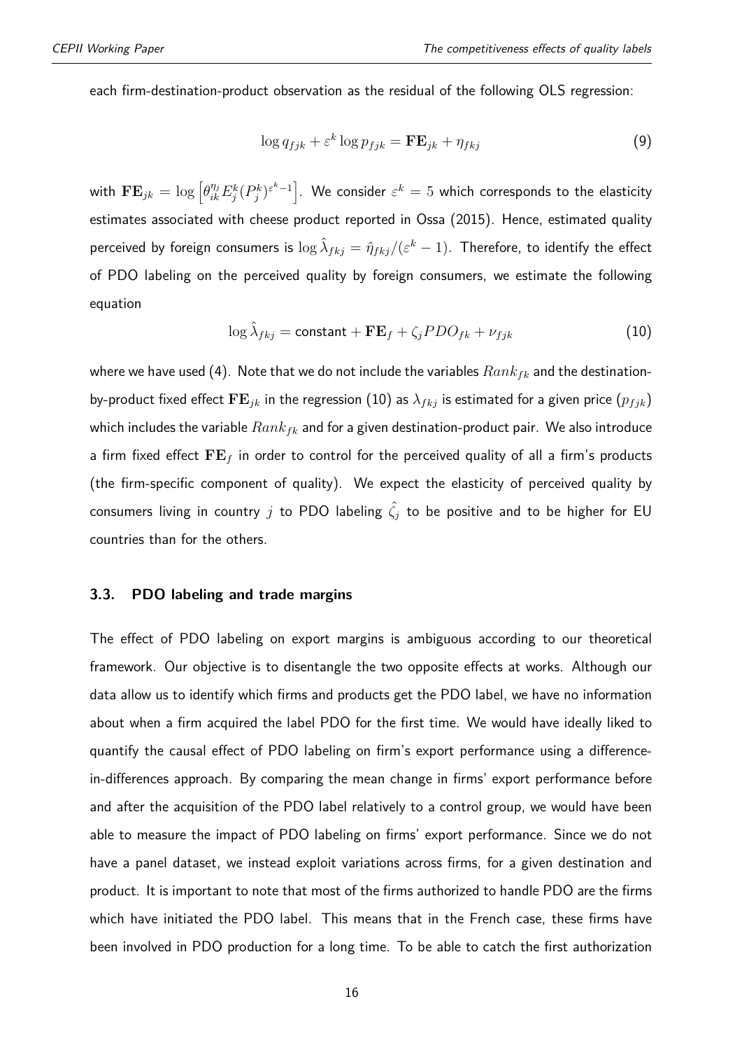each firm-destination-product observation as the residual of the following OLS regression:

$$\log q_{fjk} + \varepsilon^k \log p_{fjk} = \mathbf{FE}_{jk} + \eta_{fkj} \tag{9}$$

with $\mathbf{FE}_{jk} = \log \left[\theta_{ik}^{\eta_j} E_j^k (P_j^k)^{\varepsilon^k - 1}\right]$. We consider $\varepsilon^k = 5$ which corresponds to the elasticity estimates associated with cheese product reported in Ossa (2015). Hence, estimated quality perceived by foreign consumers is $\log \hat{\lambda}_{fkj} = \hat{\eta}_{fkj}/(\varepsilon^k - 1)$. Therefore, to identify the effect of PDO labeling on the perceived quality by foreign consumers, we estimate the following equation

$$\log \hat{\lambda}_{fkj} = \text{constant} + \mathbf{FE}_f + \zeta_j PDO_{fk} + \nu_{fjk} \tag{10}$$

where we have used (4). Note that we do not include the variables $Rank_{fk}$ and the destination-by-product fixed effect $\mathbf{FE}_{jk}$ in the regression (10) as $\lambda_{fkj}$ is estimated for a given price ($p_{fjk}$) which includes the variable $Rank_{fk}$ and for a given destination-product pair. We also introduce a firm fixed effect $\mathbf{FE}_f$ in order to control for the perceived quality of all a firm's products (the firm-specific component of quality). We expect the elasticity of perceived quality by consumers living in country $j$ to PDO labeling $\hat{\zeta}_j$ to be positive and to be higher for EU countries than for the others.

### 3.3. PDO labeling and trade margins

The effect of PDO labeling on export margins is ambiguous according to our theoretical framework. Our objective is to disentangle the two opposite effects at works. Although our data allow us to identify which firms and products get the PDO label, we have no information about when a firm acquired the label PDO for the first time. We would have ideally liked to quantify the causal effect of PDO labeling on firm's export performance using a difference-in-differences approach. By comparing the mean change in firms' export performance before and after the acquisition of the PDO label relatively to a control group, we would have been able to measure the impact of PDO labeling on firms' export performance. Since we do not have a panel dataset, we instead exploit variations across firms, for a given destination and product. It is important to note that most of the firms authorized to handle PDO are the firms which have initiated the PDO label. This means that in the French case, these firms have been involved in PDO production for a long time. To be able to catch the first authorization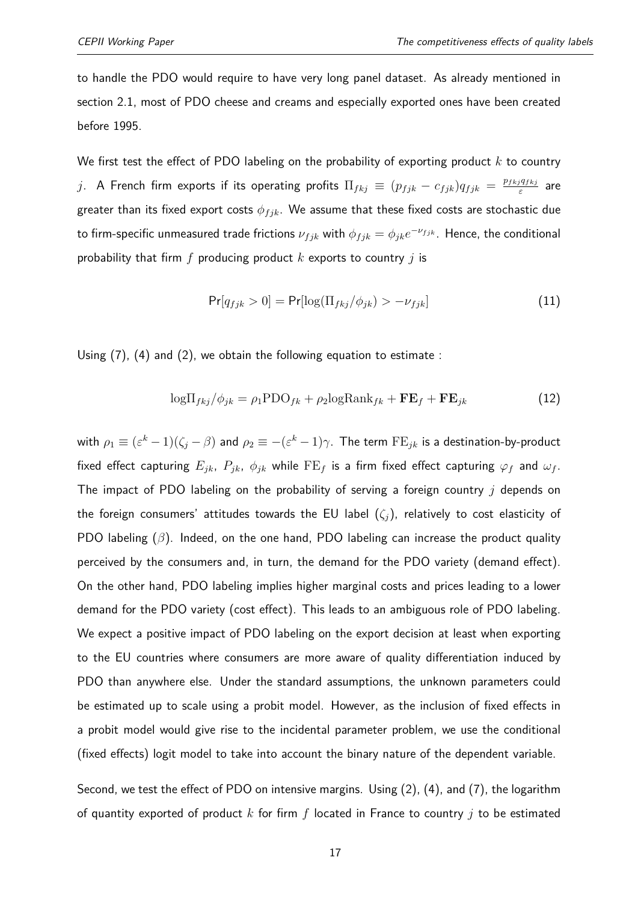to handle the PDO would require to have very long panel dataset. As already mentioned in section 2.1, most of PDO cheese and creams and especially exported ones have been created before 1995.

We first test the effect of PDO labeling on the probability of exporting product $k$ to country $j$. A French firm exports if its operating profits $\Pi_{fkj} \equiv (p_{fjk} - c_{fjk})q_{fjk} = \frac{p_{fkj}q_{fkj}}{\varepsilon}$ are greater than its fixed export costs $\phi_{fjk}$. We assume that these fixed costs are stochastic due to firm-specific unmeasured trade frictions $\nu_{fjk}$ with $\phi_{fjk} = \phi_{jk}e^{-\nu_{fjk}}$. Hence, the conditional probability that firm $f$ producing product $k$ exports to country $j$ is

$$\Pr[q_{fjk} > 0] = \Pr[\log(\Pi_{fkj}/\phi_{jk}) > -\nu_{fjk}] \tag{11}$$

Using (7), (4) and (2), we obtain the following equation to estimate :

$$\log\Pi_{fkj}/\phi_{jk} = \rho_1 \text{PDO}_{fk} + \rho_2 \log\text{Rank}_{fk} + \mathbf{FE}_f + \mathbf{FE}_{jk} \tag{12}$$

with $\rho_1 \equiv (\varepsilon^k - 1)(\zeta_j - \beta)$ and $\rho_2 \equiv -(\varepsilon^k - 1)\gamma$. The term $\text{FE}_{jk}$ is a destination-by-product fixed effect capturing $E_{jk}$, $P_{jk}$, $\phi_{jk}$ while $\text{FE}_f$ is a firm fixed effect capturing $\varphi_f$ and $\omega_f$. The impact of PDO labeling on the probability of serving a foreign country $j$ depends on the foreign consumers' attitudes towards the EU label ($\zeta_j$), relatively to cost elasticity of PDO labeling ($\beta$). Indeed, on the one hand, PDO labeling can increase the product quality perceived by the consumers and, in turn, the demand for the PDO variety (demand effect). On the other hand, PDO labeling implies higher marginal costs and prices leading to a lower demand for the PDO variety (cost effect). This leads to an ambiguous role of PDO labeling. We expect a positive impact of PDO labeling on the export decision at least when exporting to the EU countries where consumers are more aware of quality differentiation induced by PDO than anywhere else. Under the standard assumptions, the unknown parameters could be estimated up to scale using a probit model. However, as the inclusion of fixed effects in a probit model would give rise to the incidental parameter problem, we use the conditional (fixed effects) logit model to take into account the binary nature of the dependent variable.

Second, we test the effect of PDO on intensive margins. Using (2), (4), and (7), the logarithm of quantity exported of product $k$ for firm $f$ located in France to country $j$ to be estimated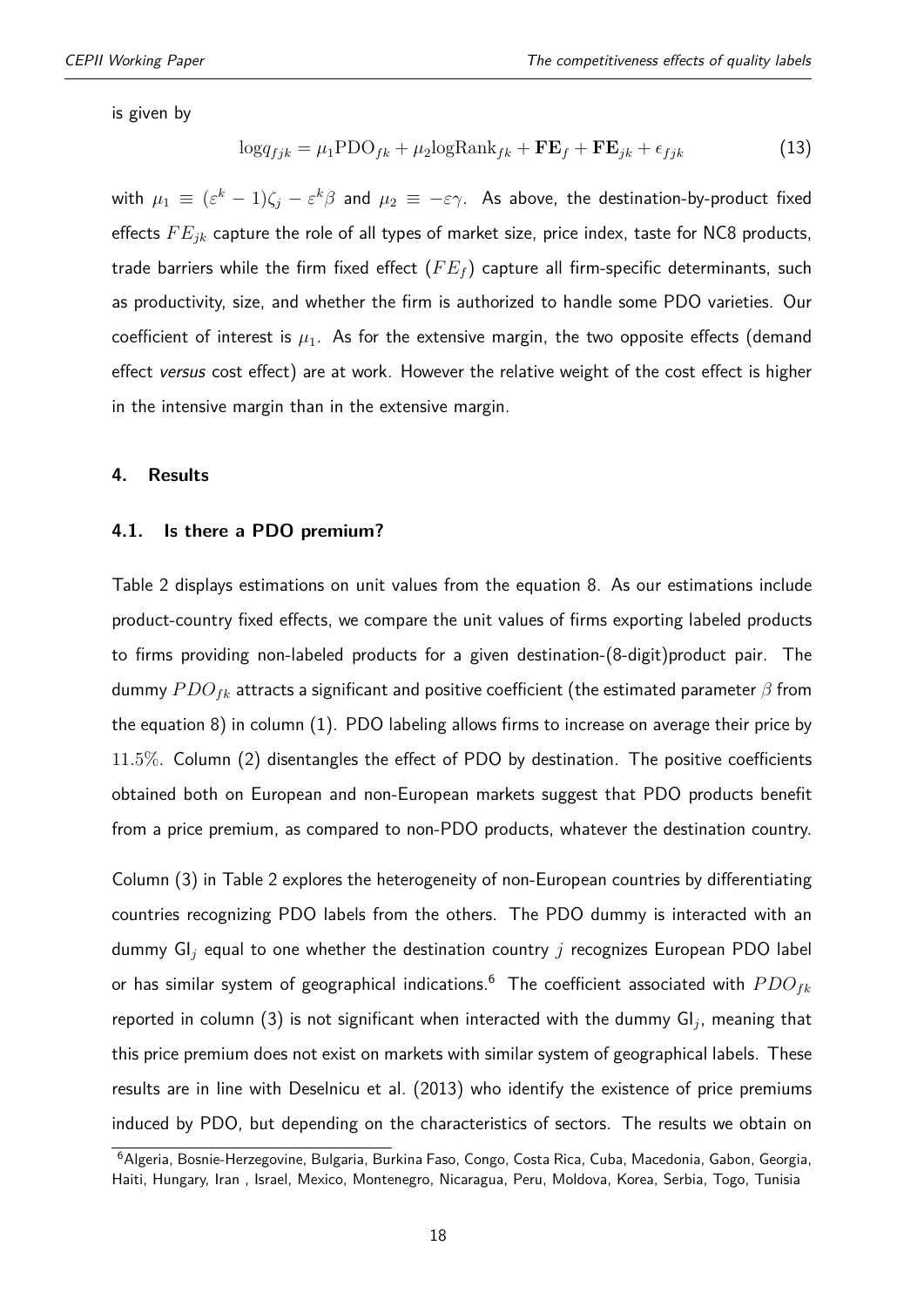is given by

$$\log q_{fjk} = \mu_1 \text{PDO}_{fk} + \mu_2 \log\text{Rank}_{fk} + \mathbf{FE}_f + \mathbf{FE}_{jk} + \epsilon_{fjk} \tag{13}$$

with $\mu_1 \equiv (\varepsilon^k - 1)\zeta_j - \varepsilon^k \beta$ and $\mu_2 \equiv -\varepsilon\gamma$. As above, the destination-by-product fixed effects $FE_{jk}$ capture the role of all types of market size, price index, taste for NC8 products, trade barriers while the firm fixed effect $(FE_f)$ capture all firm-specific determinants, such as productivity, size, and whether the firm is authorized to handle some PDO varieties. Our coefficient of interest is $\mu_1$. As for the extensive margin, the two opposite effects (demand effect *versus* cost effect) are at work. However the relative weight of the cost effect is higher in the intensive margin than in the extensive margin.

## 4. Results

### 4.1. Is there a PDO premium?

Table 2 displays estimations on unit values from the equation 8. As our estimations include product-country fixed effects, we compare the unit values of firms exporting labeled products to firms providing non-labeled products for a given destination-(8-digit)product pair. The dummy $PDO_{fk}$ attracts a significant and positive coefficient (the estimated parameter $\beta$ from the equation 8) in column (1). PDO labeling allows firms to increase on average their price by $11.5\%$. Column (2) disentangles the effect of PDO by destination. The positive coefficients obtained both on European and non-European markets suggest that PDO products benefit from a price premium, as compared to non-PDO products, whatever the destination country.

Column (3) in Table 2 explores the heterogeneity of non-European countries by differentiating countries recognizing PDO labels from the others. The PDO dummy is interacted with an dummy $\text{GI}_j$ equal to one whether the destination country $j$ recognizes European PDO label or has similar system of geographical indications.[6] The coefficient associated with $PDO_{fk}$ reported in column (3) is not significant when interacted with the dummy $\text{GI}_j$, meaning that this price premium does not exist on markets with similar system of geographical labels. These results are in line with Deselnicu et al. (2013) who identify the existence of price premiums induced by PDO, but depending on the characteristics of sectors. The results we obtain on

[6] Algeria, Bosnie-Herzegovine, Bulgaria, Burkina Faso, Congo, Costa Rica, Cuba, Macedonia, Gabon, Georgia, Haiti, Hungary, Iran , Israel, Mexico, Montenegro, Nicaragua, Peru, Moldova, Korea, Serbia, Togo, Tunisia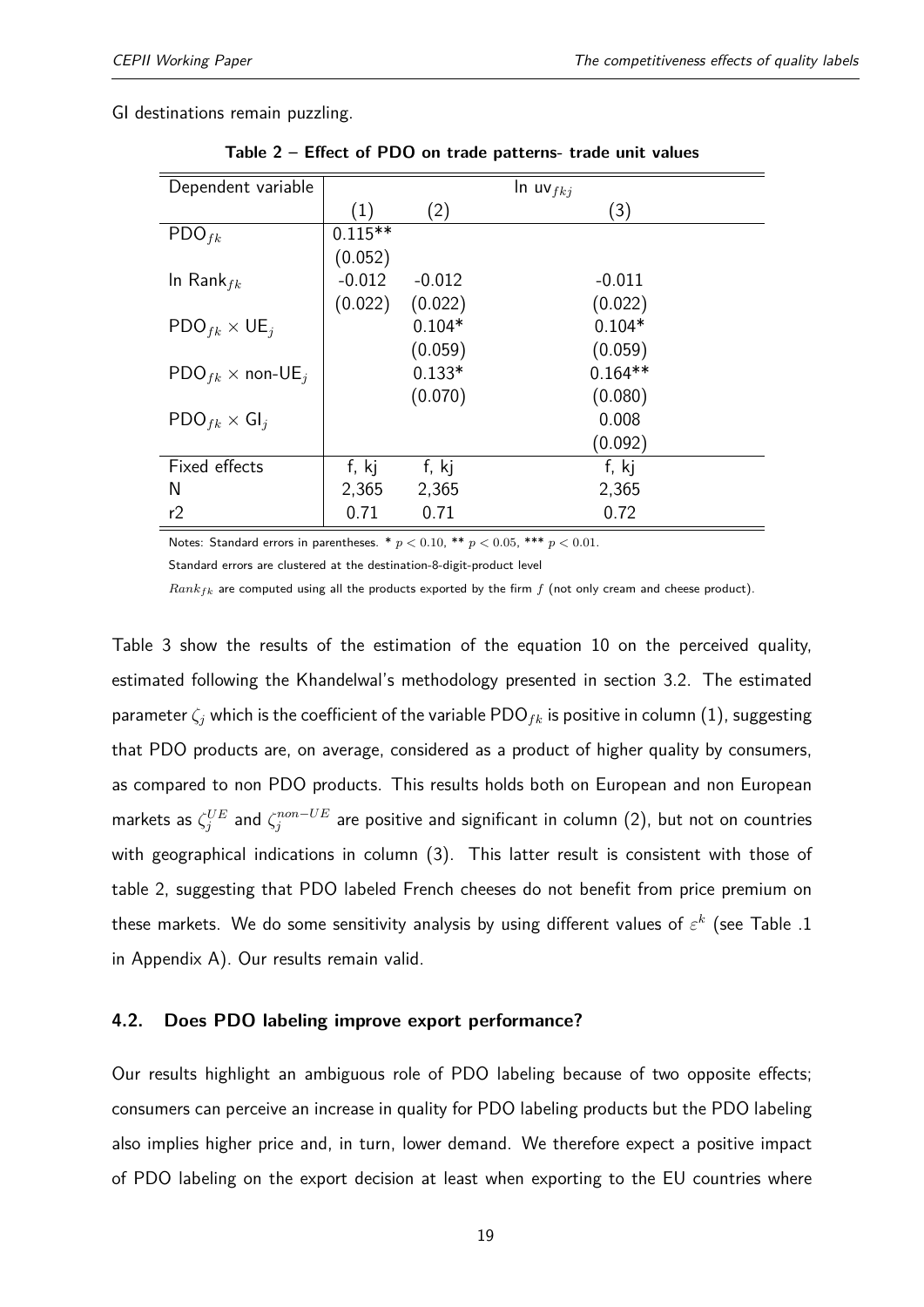GI destinations remain puzzling.

**Table 2 – Effect of PDO on trade patterns- trade unit values**

| Dependent variable | ln $\text{uv}_{fkj}$ | | |
|---|---|---|---|
| | (1) | (2) | (3) |
| $\text{PDO}_{fk}$ | 0.115** | | |
| | (0.052) | | |
| ln $\text{Rank}_{fk}$ | -0.012 | -0.012 | -0.011 |
| | (0.022) | (0.022) | (0.022) |
| $\text{PDO}_{fk} \times \text{UE}_j$ | | 0.104* | 0.104* |
| | | (0.059) | (0.059) |
| $\text{PDO}_{fk} \times \text{non-UE}_j$ | | 0.133* | 0.164** |
| | | (0.070) | (0.080) |
| $\text{PDO}_{fk} \times \text{GI}_j$ | | | 0.008 |
| | | | (0.092) |
| Fixed effects | f, kj | f, kj | f, kj |
| N | 2,365 | 2,365 | 2,365 |
| r2 | 0.71 | 0.71 | 0.72 |

Notes: Standard errors in parentheses. * $p < 0.10$, ** $p < 0.05$, *** $p < 0.01$.

Standard errors are clustered at the destination-8-digit-product level

$Rank_{fk}$ are computed using all the products exported by the firm $f$ (not only cream and cheese product).

Table 3 show the results of the estimation of the equation 10 on the perceived quality, estimated following the Khandelwal's methodology presented in section 3.2. The estimated parameter $\zeta_j$ which is the coefficient of the variable $\text{PDO}_{fk}$ is positive in column (1), suggesting that PDO products are, on average, considered as a product of higher quality by consumers, as compared to non PDO products. This results holds both on European and non European markets as $\zeta_j^{UE}$ and $\zeta_j^{non-UE}$ are positive and significant in column (2), but not on countries with geographical indications in column (3). This latter result is consistent with those of table 2, suggesting that PDO labeled French cheeses do not benefit from price premium on these markets. We do some sensitivity analysis by using different values of $\varepsilon^k$ (see Table .1 in Appendix A). Our results remain valid.

### 4.2. Does PDO labeling improve export performance?

Our results highlight an ambiguous role of PDO labeling because of two opposite effects; consumers can perceive an increase in quality for PDO labeling products but the PDO labeling also implies higher price and, in turn, lower demand. We therefore expect a positive impact of PDO labeling on the export decision at least when exporting to the EU countries where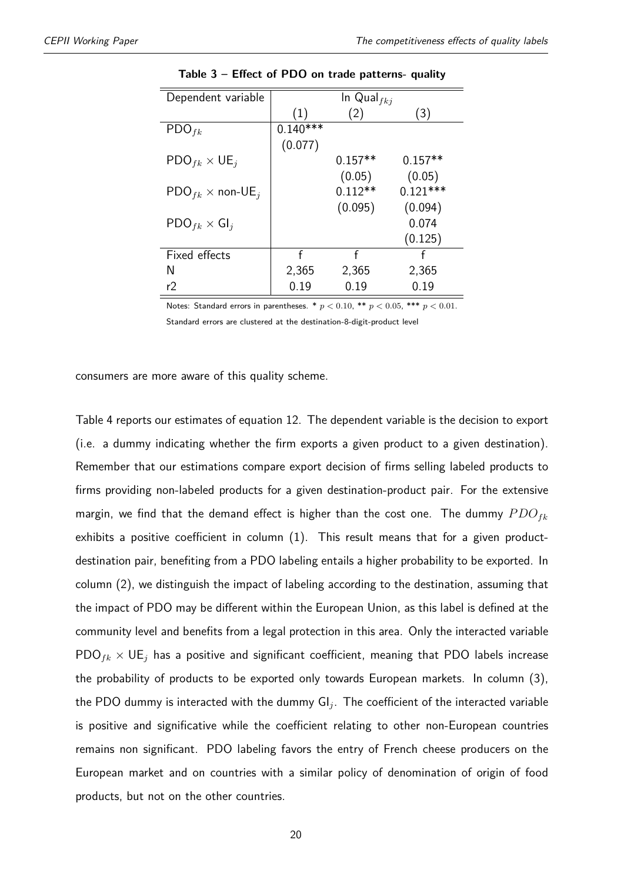**Table 3 – Effect of PDO on trade patterns- quality**

| Dependent variable | ln $\text{Qual}_{fkj}$ | | |
|---|---|---|---|
| | (1) | (2) | (3) |
| $\text{PDO}_{fk}$ | 0.140*** | | |
| | (0.077) | | |
| $\text{PDO}_{fk} \times \text{UE}_j$ | | 0.157** | 0.157** |
| | | (0.05) | (0.05) |
| $\text{PDO}_{fk} \times \text{non-UE}_j$ | | 0.112** | 0.121*** |
| | | (0.095) | (0.094) |
| $\text{PDO}_{fk} \times \text{GI}_j$ | | | 0.074 |
| | | | (0.125) |
| Fixed effects | f | f | f |
| N | 2,365 | 2,365 | 2,365 |
| r2 | 0.19 | 0.19 | 0.19 |

Notes: Standard errors in parentheses. * $p < 0.10$, ** $p < 0.05$, *** $p < 0.01$.

Standard errors are clustered at the destination-8-digit-product level

consumers are more aware of this quality scheme.

Table 4 reports our estimates of equation 12. The dependent variable is the decision to export (i.e. a dummy indicating whether the firm exports a given product to a given destination). Remember that our estimations compare export decision of firms selling labeled products to firms providing non-labeled products for a given destination-product pair. For the extensive margin, we find that the demand effect is higher than the cost one. The dummy $PDO_{fk}$ exhibits a positive coefficient in column (1). This result means that for a given product-destination pair, benefiting from a PDO labeling entails a higher probability to be exported. In column (2), we distinguish the impact of labeling according to the destination, assuming that the impact of PDO may be different within the European Union, as this label is defined at the community level and benefits from a legal protection in this area. Only the interacted variable $\text{PDO}_{fk} \times \text{UE}_j$ has a positive and significant coefficient, meaning that PDO labels increase the probability of products to be exported only towards European markets. In column (3), the PDO dummy is interacted with the dummy $\text{GI}_j$. The coefficient of the interacted variable is positive and significative while the coefficient relating to other non-European countries remains non significant. PDO labeling favors the entry of French cheese producers on the European market and on countries with a similar policy of denomination of origin of food products, but not on the other countries.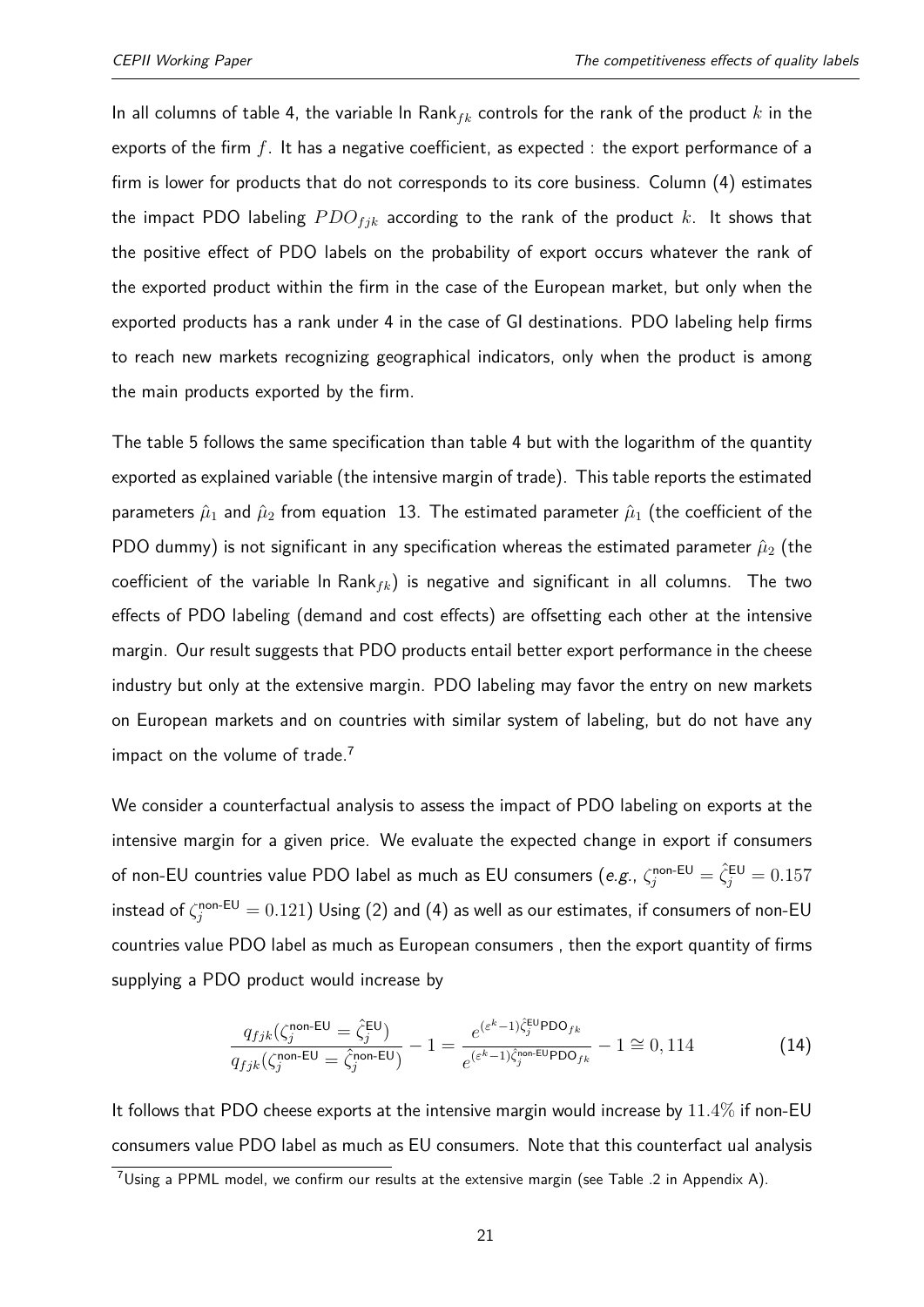In all columns of table 4, the variable ln $\text{Rank}_{fk}$ controls for the rank of the product $k$ in the exports of the firm $f$. It has a negative coefficient, as expected : the export performance of a firm is lower for products that do not corresponds to its core business. Column (4) estimates the impact PDO labeling $PDO_{fjk}$ according to the rank of the product $k$. It shows that the positive effect of PDO labels on the probability of export occurs whatever the rank of the exported product within the firm in the case of the European market, but only when the exported products has a rank under 4 in the case of GI destinations. PDO labeling help firms to reach new markets recognizing geographical indicators, only when the product is among the main products exported by the firm.

The table 5 follows the same specification than table 4 but with the logarithm of the quantity exported as explained variable (the intensive margin of trade). This table reports the estimated parameters $\hat{\mu}_1$ and $\hat{\mu}_2$ from equation 13. The estimated parameter $\hat{\mu}_1$ (the coefficient of the PDO dummy) is not significant in any specification whereas the estimated parameter $\hat{\mu}_2$ (the coefficient of the variable ln $\text{Rank}_{fk}$) is negative and significant in all columns. The two effects of PDO labeling (demand and cost effects) are offsetting each other at the intensive margin. Our result suggests that PDO products entail better export performance in the cheese industry but only at the extensive margin. PDO labeling may favor the entry on new markets on European markets and on countries with similar system of labeling, but do not have any impact on the volume of trade.[7]

We consider a counterfactual analysis to assess the impact of PDO labeling on exports at the intensive margin for a given price. We evaluate the expected change in export if consumers of non-EU countries value PDO label as much as EU consumers (*e.g.*, $\zeta_j^{\text{non-EU}} = \hat{\zeta}_j^{\text{EU}} = 0.157$ instead of $\zeta_j^{\text{non-EU}} = 0.121$) Using (2) and (4) as well as our estimates, if consumers of non-EU countries value PDO label as much as European consumers , then the export quantity of firms supplying a PDO product would increase by

$$\frac{q_{fjk}(\zeta_j^{\text{non-EU}} = \hat{\zeta}_j^{\text{EU}})}{q_{fjk}(\zeta_j^{\text{non-EU}} = \hat{\zeta}_j^{\text{non-EU}})} - 1 = \frac{e^{(\varepsilon^k - 1)\hat{\zeta}_j^{\text{EU}}\text{PDO}_{fk}}}{e^{(\varepsilon^k - 1)\hat{\zeta}_j^{\text{non-EU}}\text{PDO}_{fk}}} - 1 \cong 0,114 \tag{14}$$

It follows that PDO cheese exports at the intensive margin would increase by $11.4\%$ if non-EU consumers value PDO label as much as EU consumers. Note that this counterfact ual analysis

[7] Using a PPML model, we confirm our results at the extensive margin (see Table .2 in Appendix A).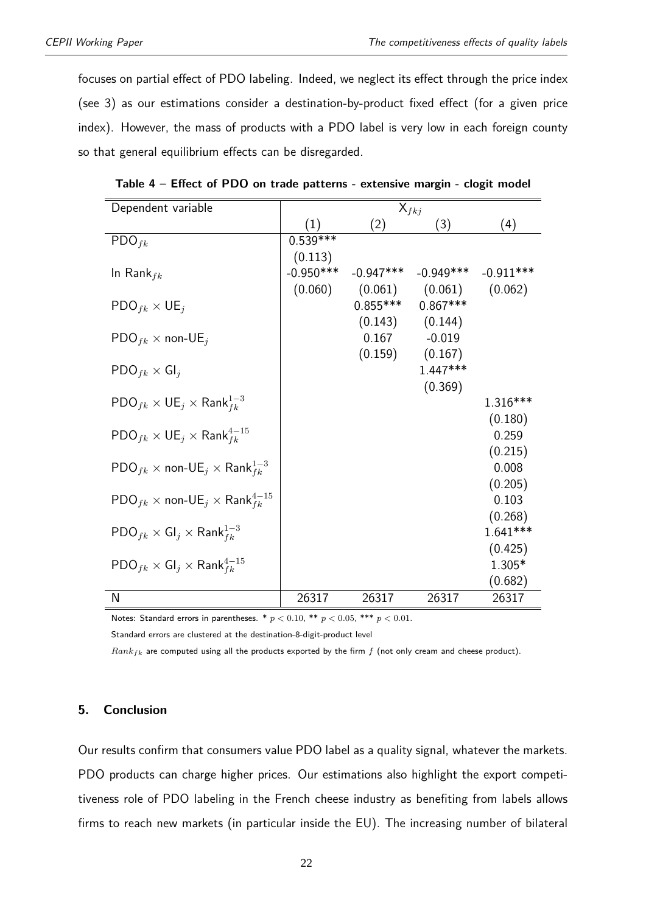focuses on partial effect of PDO labeling. Indeed, we neglect its effect through the price index (see 3) as our estimations consider a destination-by-product fixed effect (for a given price index). However, the mass of products with a PDO label is very low in each foreign county so that general equilibrium effects can be disregarded.

**Table 4 – Effect of PDO on trade patterns - extensive margin - clogit model**

| Dependent variable | $X_{fkj}$ | | | |
|---|---|---|---|---|
| | (1) | (2) | (3) | (4) |
| $\text{PDO}_{fk}$ | 0.539*** | | | |
| | (0.113) | | | |
| $\ln \text{Rank}_{fk}$ | -0.950*** | -0.947*** | -0.949*** | -0.911*** |
| | (0.060) | (0.061) | (0.061) | (0.062) |
| $\text{PDO}_{fk} \times \text{UE}_j$ | | 0.855*** | 0.867*** | |
| | | (0.143) | (0.144) | |
| $\text{PDO}_{fk} \times \text{non-UE}_j$ | | 0.167 | -0.019 | |
| | | (0.159) | (0.167) | |
| $\text{PDO}_{fk} \times \text{GI}_j$ | | | 1.447*** | |
| | | | (0.369) | |
| $\text{PDO}_{fk} \times \text{UE}_j \times \text{Rank}_{fk}^{1-3}$ | | | | 1.316*** |
| | | | | (0.180) |
| $\text{PDO}_{fk} \times \text{UE}_j \times \text{Rank}_{fk}^{4-15}$ | | | | 0.259 |
| | | | | (0.215) |
| $\text{PDO}_{fk} \times \text{non-UE}_j \times \text{Rank}_{fk}^{1-3}$ | | | | 0.008 |
| | | | | (0.205) |
| $\text{PDO}_{fk} \times \text{non-UE}_j \times \text{Rank}_{fk}^{4-15}$ | | | | 0.103 |
| | | | | (0.268) |
| $\text{PDO}_{fk} \times \text{GI}_j \times \text{Rank}_{fk}^{1-3}$ | | | | 1.641*** |
| | | | | (0.425) |
| $\text{PDO}_{fk} \times \text{GI}_j \times \text{Rank}_{fk}^{4-15}$ | | | | 1.305* |
| | | | | (0.682) |
| N | 26317 | 26317 | 26317 | 26317 |

Notes: Standard errors in parentheses. * $p < 0.10$, ** $p < 0.05$, *** $p < 0.01$.

Standard errors are clustered at the destination-8-digit-product level

$Rank_{fk}$ are computed using all the products exported by the firm $f$ (not only cream and cheese product).

## 5. Conclusion

Our results confirm that consumers value PDO label as a quality signal, whatever the markets. PDO products can charge higher prices. Our estimations also highlight the export competitiveness role of PDO labeling in the French cheese industry as benefiting from labels allows firms to reach new markets (in particular inside the EU). The increasing number of bilateral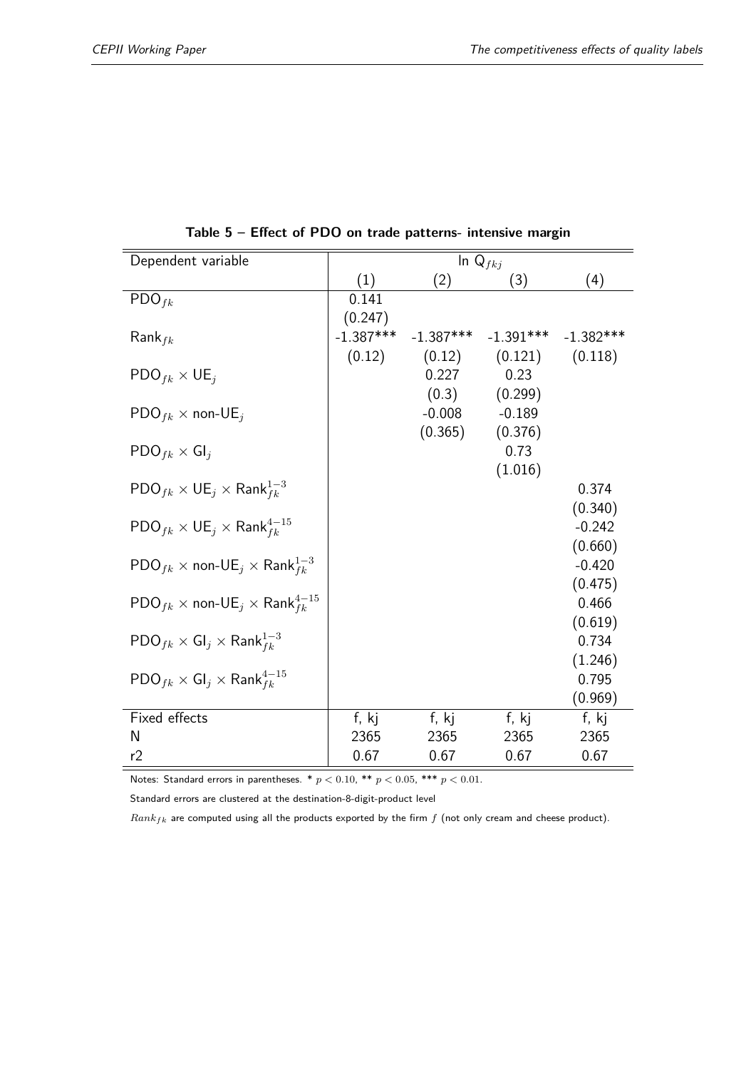**Table 5 – Effect of PDO on trade patterns- intensive margin**

| Dependent variable | ln $Q_{fkj}$ | | | |
|---|---|---|---|---|
| | (1) | (2) | (3) | (4) |
| $PDO_{fk}$ | 0.141 | | | |
| | (0.247) | | | |
| $Rank_{fk}$ | -1.387*** | -1.387*** | -1.391*** | -1.382*** |
| | (0.12) | (0.12) | (0.121) | (0.118) |
| $PDO_{fk} \times UE_j$ | | 0.227 | 0.23 | |
| | | (0.3) | (0.299) | |
| $PDO_{fk} \times$ non-$UE_j$ | | -0.008 | -0.189 | |
| | | (0.365) | (0.376) | |
| $PDO_{fk} \times GI_j$ | | | 0.73 | |
| | | | (1.016) | |
| $PDO_{fk} \times UE_j \times Rank_{fk}^{1-3}$ | | | | 0.374 |
| | | | | (0.340) |
| $PDO_{fk} \times UE_j \times Rank_{fk}^{4-15}$ | | | | -0.242 |
| | | | | (0.660) |
| $PDO_{fk} \times$ non-$UE_j \times Rank_{fk}^{1-3}$ | | | | -0.420 |
| | | | | (0.475) |
| $PDO_{fk} \times$ non-$UE_j \times Rank_{fk}^{4-15}$ | | | | 0.466 |
| | | | | (0.619) |
| $PDO_{fk} \times GI_j \times Rank_{fk}^{1-3}$ | | | | 0.734 |
| | | | | (1.246) |
| $PDO_{fk} \times GI_j \times Rank_{fk}^{4-15}$ | | | | 0.795 |
| | | | | (0.969) |
| Fixed effects | f, kj | f, kj | f, kj | f, kj |
| N | 2365 | 2365 | 2365 | 2365 |
| r2 | 0.67 | 0.67 | 0.67 | 0.67 |

Notes: Standard errors in parentheses. * $p < 0.10$, ** $p < 0.05$, *** $p < 0.01$.

Standard errors are clustered at the destination-8-digit-product level

$Rank_{fk}$ are computed using all the products exported by the firm $f$ (not only cream and cheese product).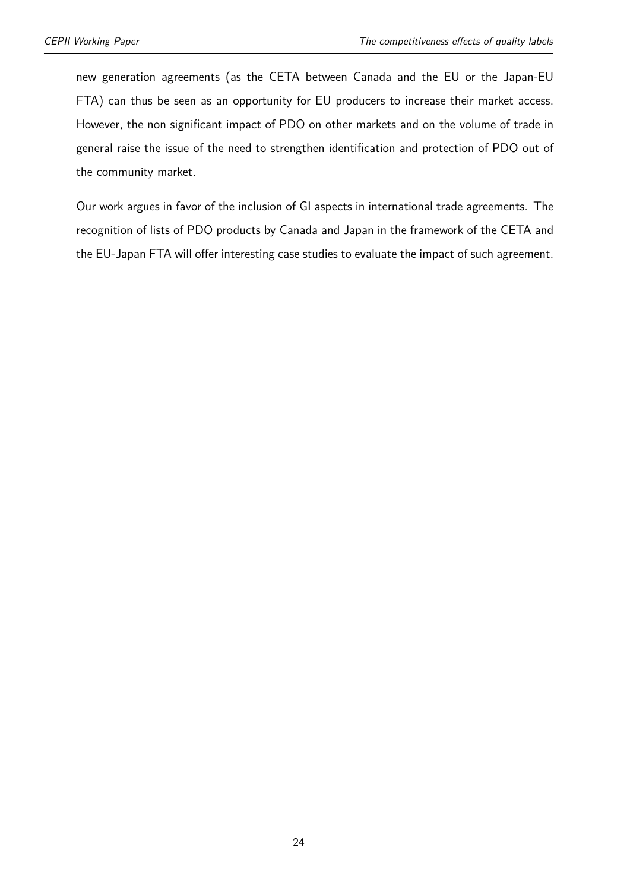new generation agreements (as the CETA between Canada and the EU or the Japan-EU FTA) can thus be seen as an opportunity for EU producers to increase their market access. However, the non significant impact of PDO on other markets and on the volume of trade in general raise the issue of the need to strengthen identification and protection of PDO out of the community market.

Our work argues in favor of the inclusion of GI aspects in international trade agreements. The recognition of lists of PDO products by Canada and Japan in the framework of the CETA and the EU-Japan FTA will offer interesting case studies to evaluate the impact of such agreement.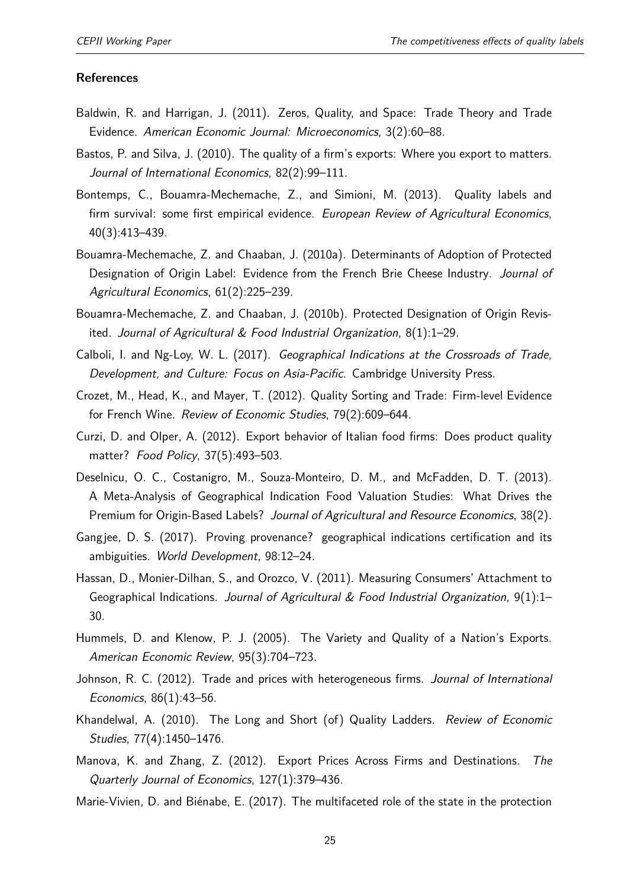### References

Baldwin, R. and Harrigan, J. (2011). Zeros, Quality, and Space: Trade Theory and Trade Evidence. *American Economic Journal: Microeconomics*, 3(2):60–88.

Bastos, P. and Silva, J. (2010). The quality of a firm's exports: Where you export to matters. *Journal of International Economics*, 82(2):99–111.

Bontemps, C., Bouamra-Mechemache, Z., and Simioni, M. (2013). Quality labels and firm survival: some first empirical evidence. *European Review of Agricultural Economics*, 40(3):413–439.

Bouamra-Mechemache, Z. and Chaaban, J. (2010a). Determinants of Adoption of Protected Designation of Origin Label: Evidence from the French Brie Cheese Industry. *Journal of Agricultural Economics*, 61(2):225–239.

Bouamra-Mechemache, Z. and Chaaban, J. (2010b). Protected Designation of Origin Revisited. *Journal of Agricultural & Food Industrial Organization*, 8(1):1–29.

Calboli, I. and Ng-Loy, W. L. (2017). *Geographical Indications at the Crossroads of Trade, Development, and Culture: Focus on Asia-Pacific*. Cambridge University Press.

Crozet, M., Head, K., and Mayer, T. (2012). Quality Sorting and Trade: Firm-level Evidence for French Wine. *Review of Economic Studies*, 79(2):609–644.

Curzi, D. and Olper, A. (2012). Export behavior of Italian food firms: Does product quality matter? *Food Policy*, 37(5):493–503.

Deselnicu, O. C., Costanigro, M., Souza-Monteiro, D. M., and McFadden, D. T. (2013). A Meta-Analysis of Geographical Indication Food Valuation Studies: What Drives the Premium for Origin-Based Labels? *Journal of Agricultural and Resource Economics*, 38(2).

Gangjee, D. S. (2017). Proving provenance? geographical indications certification and its ambiguities. *World Development*, 98:12–24.

Hassan, D., Monier-Dilhan, S., and Orozco, V. (2011). Measuring Consumers' Attachment to Geographical Indications. *Journal of Agricultural & Food Industrial Organization*, 9(1):1–30.

Hummels, D. and Klenow, P. J. (2005). The Variety and Quality of a Nation's Exports. *American Economic Review*, 95(3):704–723.

Johnson, R. C. (2012). Trade and prices with heterogeneous firms. *Journal of International Economics*, 86(1):43–56.

Khandelwal, A. (2010). The Long and Short (of) Quality Ladders. *Review of Economic Studies*, 77(4):1450–1476.

Manova, K. and Zhang, Z. (2012). Export Prices Across Firms and Destinations. *The Quarterly Journal of Economics*, 127(1):379–436.

Marie-Vivien, D. and Biénabe, E. (2017). The multifaceted role of the state in the protection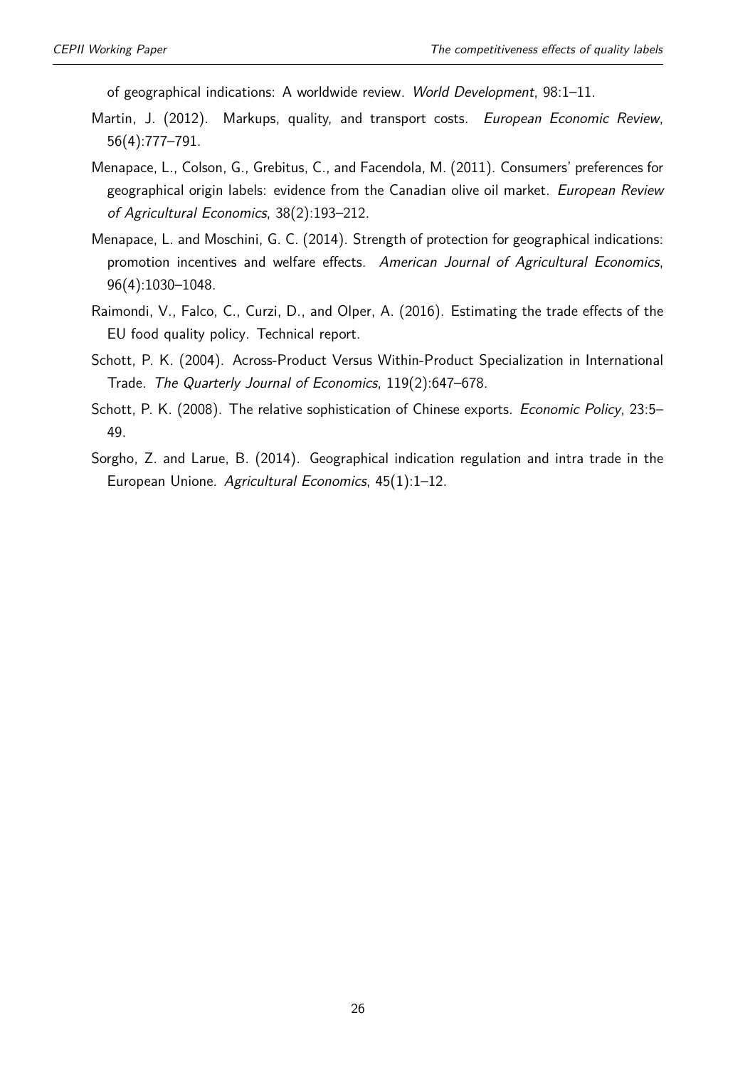of geographical indications: A worldwide review. *World Development*, 98:1–11.

Martin, J. (2012). Markups, quality, and transport costs. *European Economic Review*, 56(4):777–791.

Menapace, L., Colson, G., Grebitus, C., and Facendola, M. (2011). Consumers' preferences for geographical origin labels: evidence from the Canadian olive oil market. *European Review of Agricultural Economics*, 38(2):193–212.

Menapace, L. and Moschini, G. C. (2014). Strength of protection for geographical indications: promotion incentives and welfare effects. *American Journal of Agricultural Economics*, 96(4):1030–1048.

Raimondi, V., Falco, C., Curzi, D., and Olper, A. (2016). Estimating the trade effects of the EU food quality policy. Technical report.

Schott, P. K. (2004). Across-Product Versus Within-Product Specialization in International Trade. *The Quarterly Journal of Economics*, 119(2):647–678.

Schott, P. K. (2008). The relative sophistication of Chinese exports. *Economic Policy*, 23:5–49.

Sorgho, Z. and Larue, B. (2014). Geographical indication regulation and intra trade in the European Unione. *Agricultural Economics*, 45(1):1–12.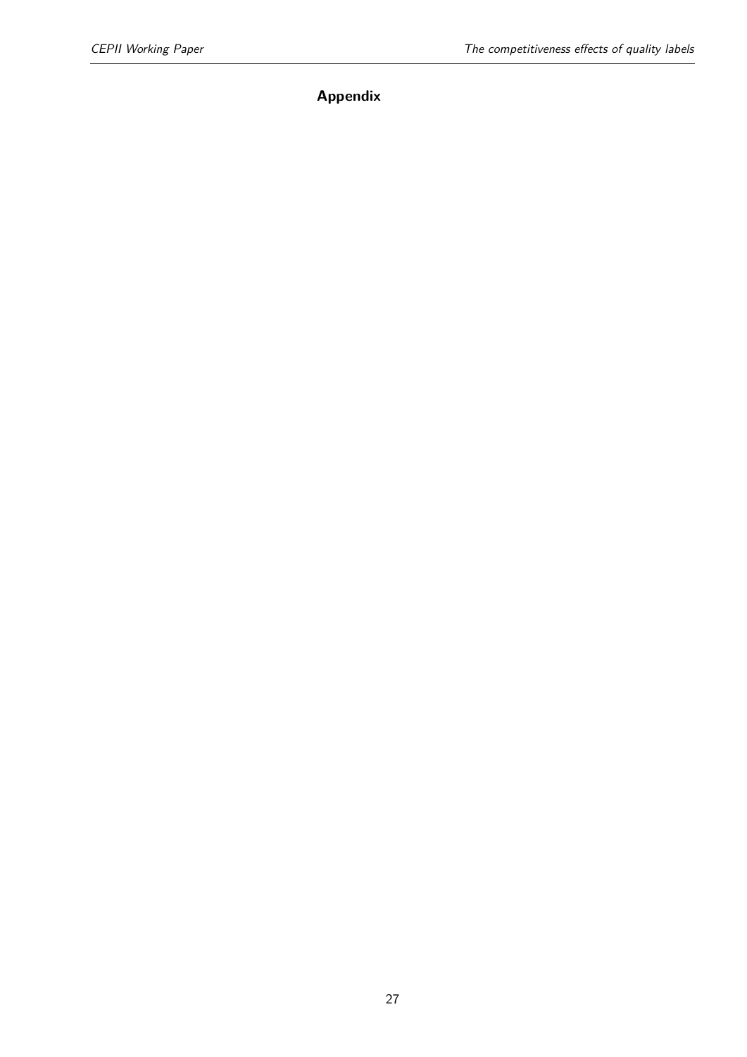# Appendix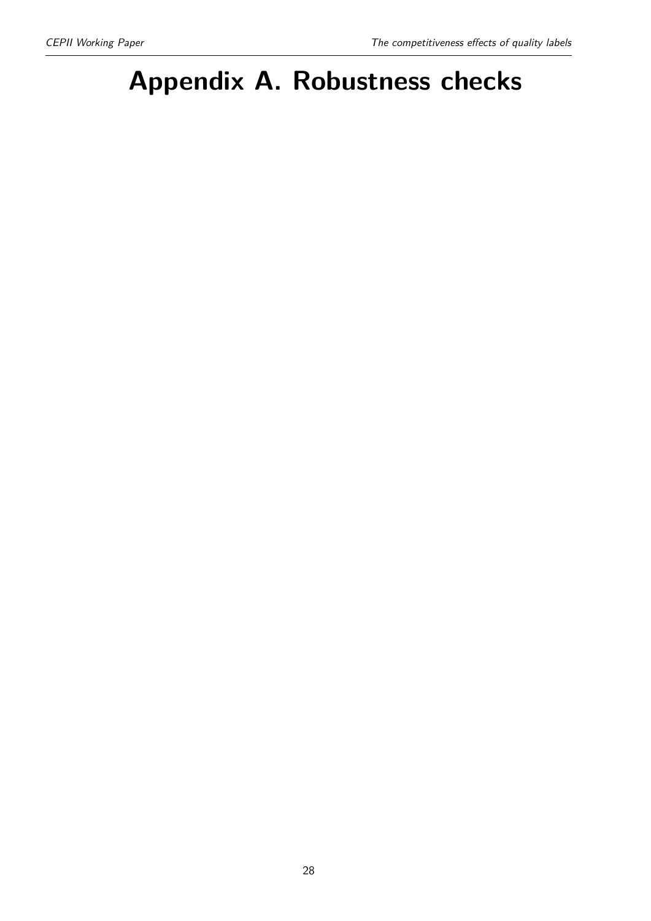# Appendix A. Robustness checks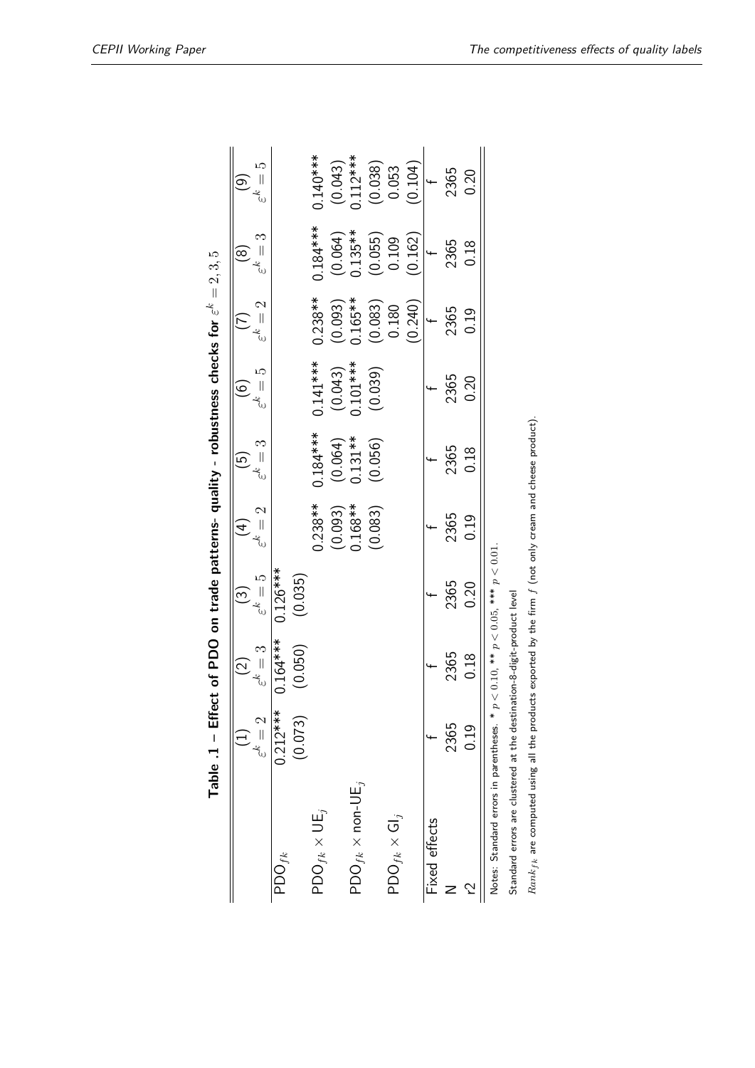**Table .1 – Effect of PDO on trade patterns- quality - robustness checks for $\varepsilon^k = 2, 3, 5$**

| | (1) $\varepsilon^k = 2$ | (2) $\varepsilon^k = 3$ | (3) $\varepsilon^k = 5$ | (4) $\varepsilon^k = 2$ | (5) $\varepsilon^k = 3$ | (6) $\varepsilon^k = 5$ | (7) $\varepsilon^k = 2$ | (8) $\varepsilon^k = 3$ | (9) $\varepsilon^k = 5$ |
|---|---|---|---|---|---|---|---|---|---|
| PDO$_{fk}$ | 0.212*** | 0.164*** | 0.126*** | | | | | | |
| | (0.073) | (0.050) | (0.035) | | | | | | |
| PDO$_{fk}$ × UE$_j$ | | | | 0.238** | 0.184*** | 0.141*** | 0.238** | 0.184*** | 0.140*** |
| | | | | (0.093) | (0.064) | (0.043) | (0.093) | (0.064) | (0.043) |
| PDO$_{fk}$ × non-UE$_j$ | | | | 0.168** | 0.131** | 0.101*** | 0.165** | 0.135** | 0.112*** |
| | | | | (0.083) | (0.056) | (0.039) | (0.083) | (0.055) | (0.038) |
| PDO$_{fk}$ × GI$_j$ | | | | | | | 0.180 | 0.109 | 0.053 |
| | | | | | | | (0.240) | (0.162) | (0.104) |
| Fixed effects | f | f | f | f | f | f | f | f | f |
| N | 2365 | 2365 | 2365 | 2365 | 2365 | 2365 | 2365 | 2365 | 2365 |
| r2 | 0.19 | 0.18 | 0.20 | 0.19 | 0.18 | 0.20 | 0.19 | 0.18 | 0.20 |

Notes: Standard errors in parentheses. * $p < 0.10$, ** $p < 0.05$, *** $p < 0.01$.

Standard errors are clustered at the destination-8-digit-product level

$Rank_{fk}$ are computed using all the products exported by the firm $f$ (not only cream and cheese product).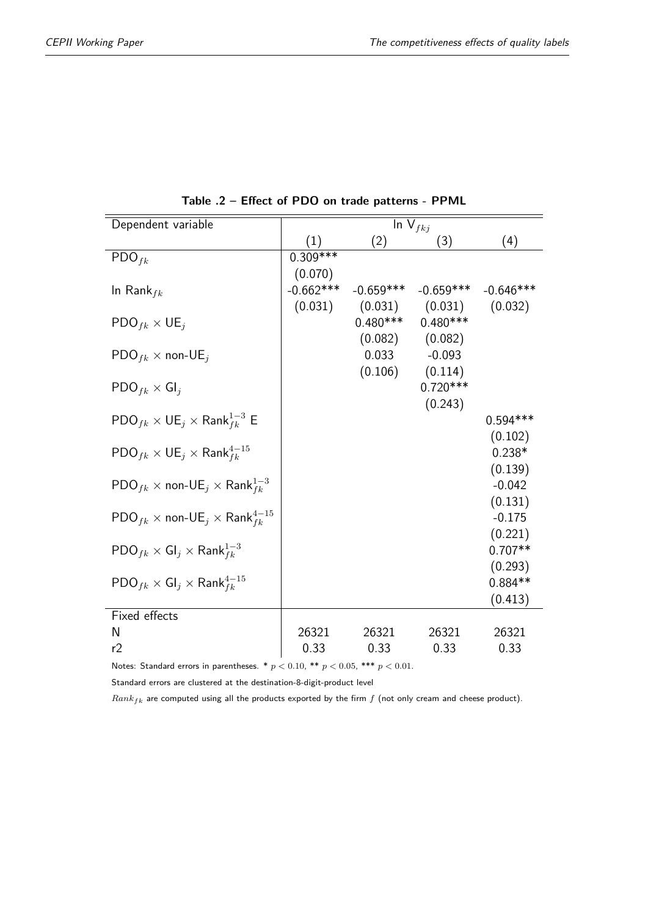**Table .2 – Effect of PDO on trade patterns - PPML**

| Dependent variable | ln $V_{fkj}$ | | | |
|---|---|---|---|---|
| | (1) | (2) | (3) | (4) |
| $PDO_{fk}$ | 0.309*** | | | |
| | (0.070) | | | |
| ln $Rank_{fk}$ | -0.662*** | -0.659*** | -0.659*** | -0.646*** |
| | (0.031) | (0.031) | (0.031) | (0.032) |
| $PDO_{fk} \times UE_j$ | | 0.480*** | 0.480*** | |
| | | (0.082) | (0.082) | |
| $PDO_{fk} \times$ non-$UE_j$ | | 0.033 | -0.093 | |
| | | (0.106) | (0.114) | |
| $PDO_{fk} \times GI_j$ | | | 0.720*** | |
| | | | (0.243) | |
| $PDO_{fk} \times UE_j \times Rank_{fk}^{1-3}$ E | | | | 0.594*** |
| | | | | (0.102) |
| $PDO_{fk} \times UE_j \times Rank_{fk}^{4-15}$ | | | | 0.238* |
| | | | | (0.139) |
| $PDO_{fk} \times$ non-$UE_j \times Rank_{fk}^{1-3}$ | | | | -0.042 |
| | | | | (0.131) |
| $PDO_{fk} \times$ non-$UE_j \times Rank_{fk}^{4-15}$ | | | | -0.175 |
| | | | | (0.221) |
| $PDO_{fk} \times GI_j \times Rank_{fk}^{1-3}$ | | | | 0.707** |
| | | | | (0.293) |
| $PDO_{fk} \times GI_j \times Rank_{fk}^{4-15}$ | | | | 0.884** |
| | | | | (0.413) |
| Fixed effects | | | | |
| N | 26321 | 26321 | 26321 | 26321 |
| r2 | 0.33 | 0.33 | 0.33 | 0.33 |

Notes: Standard errors in parentheses. * $p < 0.10$, ** $p < 0.05$, *** $p < 0.01$.

Standard errors are clustered at the destination-8-digit-product level

$Rank_{fk}$ are computed using all the products exported by the firm $f$ (not only cream and cheese product).